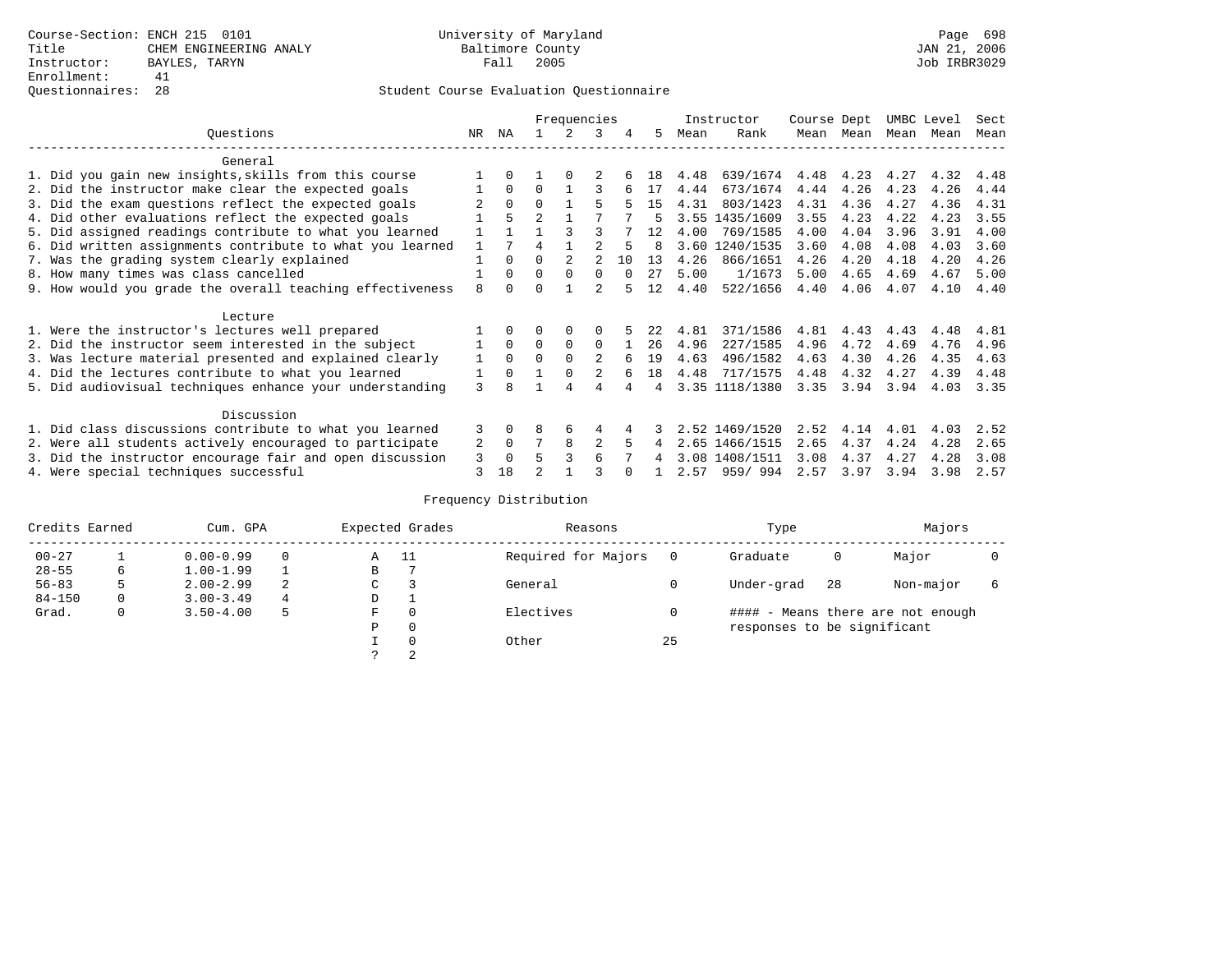Course-Section: ENCH 215 0101
Title: CHEM ENGINEERING ANALY
Instructor: BAYLES, TARYN
Enrollment: 41
Questionnaires: 28

University of Maryland
Baltimore County
Fall 2005

JAN 21, 2006
Job IRBR3029

## Student Course Evaluation Questionnaire

| Questions | NR | NA | 1 | 2 | 3 | 4 | 5 | Instructor Mean | Instructor Rank | Course Mean | Dept Mean | UMBC Mean | Level Mean | Sect Mean |
|---|---|---|---|---|---|---|---|---|---|---|---|---|---|---|
| **General** | | | | | | | | | | | | | | |
| 1. Did you gain new insights,skills from this course | 1 | 0 | 1 | 0 | 2 | 6 | 18 | 4.48 | 639/1674 | 4.48 | 4.23 | 4.27 | 4.32 | 4.48 |
| 2. Did the instructor make clear the expected goals | 1 | 0 | 0 | 1 | 3 | 6 | 17 | 4.44 | 673/1674 | 4.44 | 4.26 | 4.23 | 4.26 | 4.44 |
| 3. Did the exam questions reflect the expected goals | 2 | 0 | 0 | 1 | 5 | 5 | 15 | 4.31 | 803/1423 | 4.31 | 4.36 | 4.27 | 4.36 | 4.31 |
| 4. Did other evaluations reflect the expected goals | 1 | 5 | 2 | 1 | 7 | 7 | 5 | 3.55 | 1435/1609 | 3.55 | 4.23 | 4.22 | 4.23 | 3.55 |
| 5. Did assigned readings contribute to what you learned | 1 | 1 | 1 | 3 | 3 | 7 | 12 | 4.00 | 769/1585 | 4.00 | 4.04 | 3.96 | 3.91 | 4.00 |
| 6. Did written assignments contribute to what you learned | 1 | 7 | 4 | 1 | 2 | 5 | 8 | 3.60 | 1240/1535 | 3.60 | 4.08 | 4.08 | 4.03 | 3.60 |
| 7. Was the grading system clearly explained | 1 | 0 | 0 | 2 | 2 | 10 | 13 | 4.26 | 866/1651 | 4.26 | 4.20 | 4.18 | 4.20 | 4.26 |
| 8. How many times was class cancelled | 1 | 0 | 0 | 0 | 0 | 0 | 27 | 5.00 | 1/1673 | 5.00 | 4.65 | 4.69 | 4.67 | 5.00 |
| 9. How would you grade the overall teaching effectiveness | 8 | 0 | 0 | 1 | 2 | 5 | 12 | 4.40 | 522/1656 | 4.40 | 4.06 | 4.07 | 4.10 | 4.40 |
| **Lecture** | | | | | | | | | | | | | | |
| 1. Were the instructor's lectures well prepared | 1 | 0 | 0 | 0 | 0 | 5 | 22 | 4.81 | 371/1586 | 4.81 | 4.43 | 4.43 | 4.48 | 4.81 |
| 2. Did the instructor seem interested in the subject | 1 | 0 | 0 | 0 | 0 | 1 | 26 | 4.96 | 227/1585 | 4.96 | 4.72 | 4.69 | 4.76 | 4.96 |
| 3. Was lecture material presented and explained clearly | 1 | 0 | 0 | 0 | 2 | 6 | 19 | 4.63 | 496/1582 | 4.63 | 4.30 | 4.26 | 4.35 | 4.63 |
| 4. Did the lectures contribute to what you learned | 1 | 0 | 1 | 0 | 2 | 6 | 18 | 4.48 | 717/1575 | 4.48 | 4.32 | 4.27 | 4.39 | 4.48 |
| 5. Did audiovisual techniques enhance your understanding | 3 | 8 | 1 | 4 | 4 | 4 | 4 | 3.35 | 1118/1380 | 3.35 | 3.94 | 3.94 | 4.03 | 3.35 |
| **Discussion** | | | | | | | | | | | | | | |
| 1. Did class discussions contribute to what you learned | 3 | 0 | 8 | 6 | 4 | 4 | 3 | 2.52 | 1469/1520 | 2.52 | 4.14 | 4.01 | 4.03 | 2.52 |
| 2. Were all students actively encouraged to participate | 2 | 0 | 7 | 8 | 2 | 5 | 4 | 2.65 | 1466/1515 | 2.65 | 4.37 | 4.24 | 4.28 | 2.65 |
| 3. Did the instructor encourage fair and open discussion | 3 | 0 | 5 | 3 | 6 | 7 | 4 | 3.08 | 1408/1511 | 3.08 | 4.37 | 4.27 | 4.28 | 3.08 |
| 4. Were special techniques successful | 3 | 18 | 2 | 1 | 3 | 0 | 1 | 2.57 | 959/ 994 | 2.57 | 3.97 | 3.94 | 3.98 | 2.57 |

## Frequency Distribution

| Credits Earned | | Cum. GPA | | Expected Grades | | Reasons | | Type | | Majors | |
|---|---|---|---|---|---|---|---|---|---|---|---|
| 00-27 | 1 | 0.00-0.99 | 0 | A | 11 | Required for Majors | 0 | Graduate | 0 | Major | 0 |
| 28-55 | 6 | 1.00-1.99 | 1 | B | 7 | | | | | | |
| 56-83 | 5 | 2.00-2.99 | 2 | C | 3 | General | 0 | Under-grad | 28 | Non-major | 6 |
| 84-150 | 0 | 3.00-3.49 | 4 | D | 1 | | | | | | |
| Grad. | 0 | 3.50-4.00 | 5 | F | 0 | Electives | 0 | | | | |
| | | | | P | 0 | | | | | | |
| | | | | I | 0 | Other | 25 | | | | |
| | | | | ? | 2 | | | | | | |

#### - Means there are not enough responses to be significant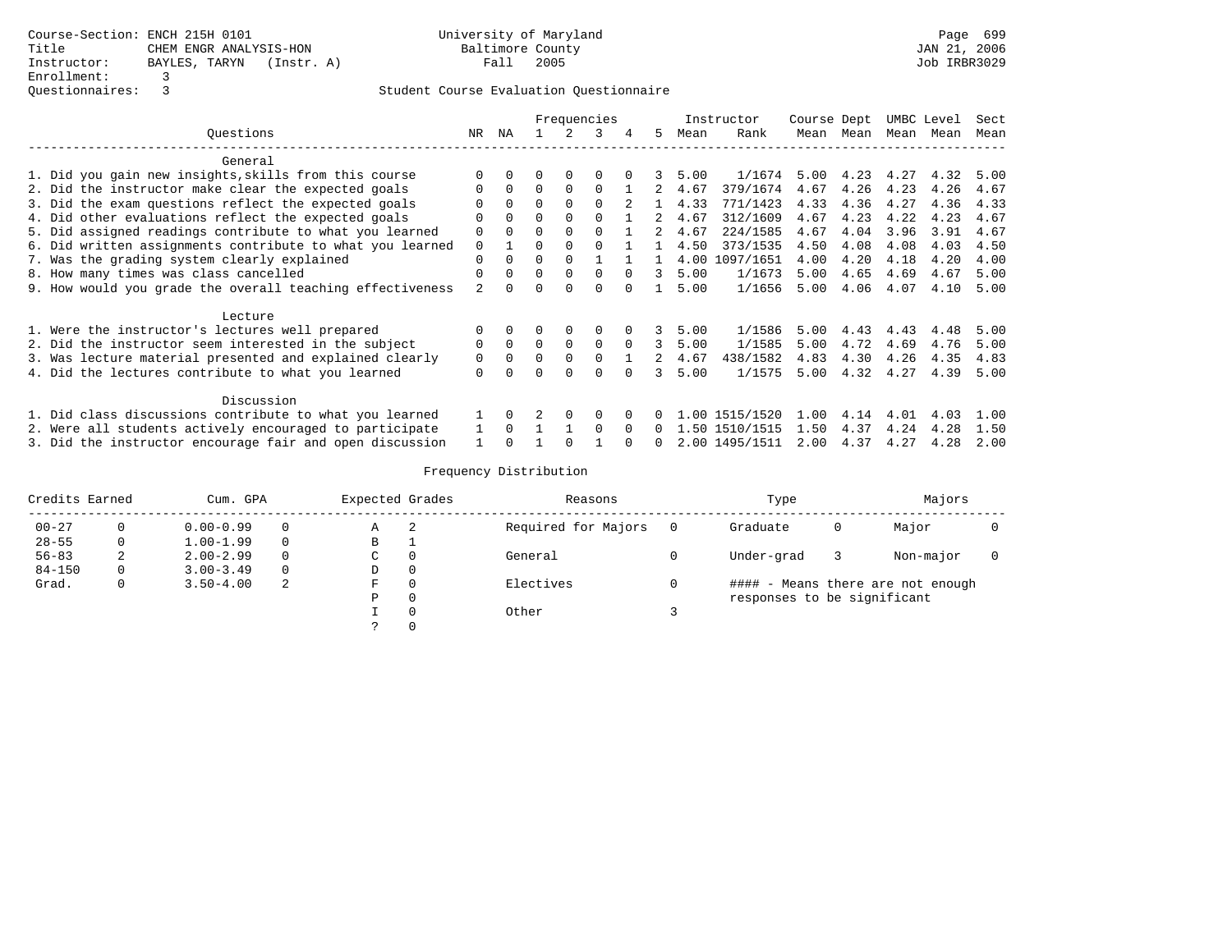Course-Section: ENCH 215H 0101
Title: CHEM ENGR ANALYSIS-HON
Instructor: BAYLES, TARYN (Instr. A)
Enrollment: 3
Questionnaires: 3

University of Maryland
Baltimore County
Fall 2005

JAN 21, 2006
Job IRBR3029

Student Course Evaluation Questionnaire

| Questions | NR | NA | 1 | 2 | 3 | 4 | 5 | Instructor Mean | Instructor Rank | Course Mean | Dept Mean | UMBC Mean | Level Mean | Sect Mean |
|---|---|---|---|---|---|---|---|---|---|---|---|---|---|---|
| **General** | | | | | | | | | | | | | | |
| 1. Did you gain new insights,skills from this course | 0 | 0 | 0 | 0 | 0 | 0 | 3 | 5.00 | 1/1674 | 5.00 | 4.23 | 4.27 | 4.32 | 5.00 |
| 2. Did the instructor make clear the expected goals | 0 | 0 | 0 | 0 | 0 | 1 | 2 | 4.67 | 379/1674 | 4.67 | 4.26 | 4.23 | 4.26 | 4.67 |
| 3. Did the exam questions reflect the expected goals | 0 | 0 | 0 | 0 | 0 | 2 | 1 | 4.33 | 771/1423 | 4.33 | 4.36 | 4.27 | 4.36 | 4.33 |
| 4. Did other evaluations reflect the expected goals | 0 | 0 | 0 | 0 | 0 | 1 | 2 | 4.67 | 312/1609 | 4.67 | 4.23 | 4.22 | 4.23 | 4.67 |
| 5. Did assigned readings contribute to what you learned | 0 | 0 | 0 | 0 | 0 | 1 | 2 | 4.67 | 224/1585 | 4.67 | 4.04 | 3.96 | 3.91 | 4.67 |
| 6. Did written assignments contribute to what you learned | 0 | 1 | 0 | 0 | 0 | 1 | 1 | 4.50 | 373/1535 | 4.50 | 4.08 | 4.08 | 4.03 | 4.50 |
| 7. Was the grading system clearly explained | 0 | 0 | 0 | 0 | 1 | 1 | 1 | 4.00 | 1097/1651 | 4.00 | 4.20 | 4.18 | 4.20 | 4.00 |
| 8. How many times was class cancelled | 0 | 0 | 0 | 0 | 0 | 0 | 3 | 5.00 | 1/1673 | 5.00 | 4.65 | 4.69 | 4.67 | 5.00 |
| 9. How would you grade the overall teaching effectiveness | 2 | 0 | 0 | 0 | 0 | 0 | 1 | 5.00 | 1/1656 | 5.00 | 4.06 | 4.07 | 4.10 | 5.00 |
| **Lecture** | | | | | | | | | | | | | | |
| 1. Were the instructor's lectures well prepared | 0 | 0 | 0 | 0 | 0 | 0 | 3 | 5.00 | 1/1586 | 5.00 | 4.43 | 4.43 | 4.48 | 5.00 |
| 2. Did the instructor seem interested in the subject | 0 | 0 | 0 | 0 | 0 | 0 | 3 | 5.00 | 1/1585 | 5.00 | 4.72 | 4.69 | 4.76 | 5.00 |
| 3. Was lecture material presented and explained clearly | 0 | 0 | 0 | 0 | 0 | 1 | 2 | 4.67 | 438/1582 | 4.83 | 4.30 | 4.26 | 4.35 | 4.83 |
| 4. Did the lectures contribute to what you learned | 0 | 0 | 0 | 0 | 0 | 0 | 3 | 5.00 | 1/1575 | 5.00 | 4.32 | 4.27 | 4.39 | 5.00 |
| **Discussion** | | | | | | | | | | | | | | |
| 1. Did class discussions contribute to what you learned | 1 | 0 | 2 | 0 | 0 | 0 | 0 | 1.00 | 1515/1520 | 1.00 | 4.14 | 4.01 | 4.03 | 1.00 |
| 2. Were all students actively encouraged to participate | 1 | 0 | 1 | 1 | 0 | 0 | 0 | 1.50 | 1510/1515 | 1.50 | 4.37 | 4.24 | 4.28 | 1.50 |
| 3. Did the instructor encourage fair and open discussion | 1 | 0 | 1 | 0 | 1 | 0 | 0 | 2.00 | 1495/1511 | 2.00 | 4.37 | 4.27 | 4.28 | 2.00 |

Frequency Distribution

| Credits Earned | | Cum. GPA | | Expected Grades | | Reasons | | Type | | Majors | |
|---|---|---|---|---|---|---|---|---|---|---|---|
| 00-27 | 0 | 0.00-0.99 | 0 | A | 2 | Required for Majors | 0 | Graduate | 0 | Major | 0 |
| 28-55 | 0 | 1.00-1.99 | 0 | B | 1 | | | | | | |
| 56-83 | 2 | 2.00-2.99 | 0 | C | 0 | General | 0 | Under-grad | 3 | Non-major | 0 |
| 84-150 | 0 | 3.00-3.49 | 0 | D | 0 | | | | | | |
| Grad. | 0 | 3.50-4.00 | 2 | F | 0 | Electives | 0 | | | | |
| | | | | P | 0 | | | | | | |
| | | | | I | 0 | Other | 3 | | | | |
| | | | | ? | 0 | | | | | | |

#### - Means there are not enough responses to be significant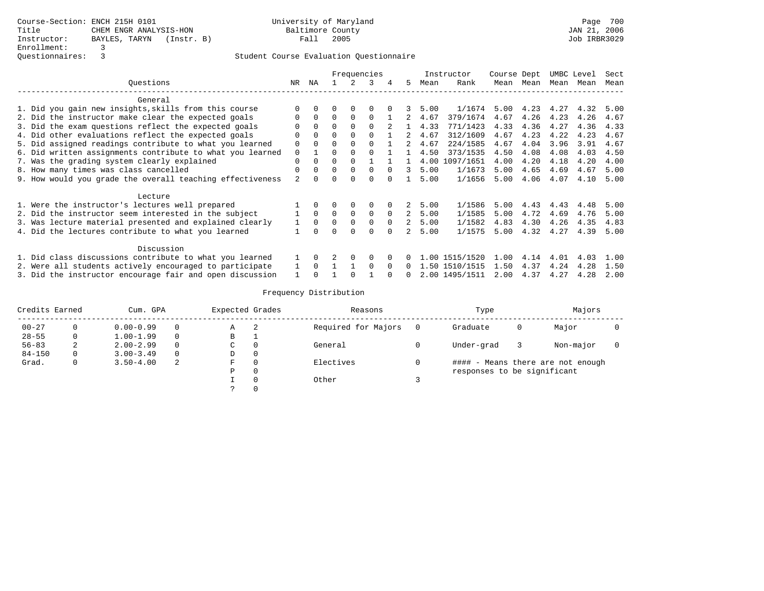Course-Section: ENCH 215H 0101
Title: CHEM ENGR ANALYSIS-HON
Instructor: BAYLES, TARYN (Instr. B)
Enrollment: 3
Questionnaires: 3

University of Maryland
Baltimore County
Fall 2005

JAN 21, 2006
Job IRBR3029

Student Course Evaluation Questionnaire

| Questions | NR | NA | 1 | 2 | 3 | 4 | 5 | Instructor Mean | Rank | Course Mean | Dept Mean | UMBC Mean | Level Mean | Sect Mean |
|---|---|---|---|---|---|---|---|---|---|---|---|---|---|---|
| **General** | | | | | | | | | | | | | | |
| 1. Did you gain new insights,skills from this course | 0 | 0 | 0 | 0 | 0 | 0 | 3 | 5.00 | 1/1674 | 5.00 | 4.23 | 4.27 | 4.32 | 5.00 |
| 2. Did the instructor make clear the expected goals | 0 | 0 | 0 | 0 | 0 | 1 | 2 | 4.67 | 379/1674 | 4.67 | 4.26 | 4.23 | 4.26 | 4.67 |
| 3. Did the exam questions reflect the expected goals | 0 | 0 | 0 | 0 | 0 | 2 | 1 | 4.33 | 771/1423 | 4.33 | 4.36 | 4.27 | 4.36 | 4.33 |
| 4. Did other evaluations reflect the expected goals | 0 | 0 | 0 | 0 | 0 | 1 | 2 | 4.67 | 312/1609 | 4.67 | 4.23 | 4.22 | 4.23 | 4.67 |
| 5. Did assigned readings contribute to what you learned | 0 | 0 | 0 | 0 | 0 | 1 | 2 | 4.67 | 224/1585 | 4.67 | 4.04 | 3.96 | 3.91 | 4.67 |
| 6. Did written assignments contribute to what you learned | 0 | 1 | 0 | 0 | 0 | 1 | 1 | 4.50 | 373/1535 | 4.50 | 4.08 | 4.08 | 4.03 | 4.50 |
| 7. Was the grading system clearly explained | 0 | 0 | 0 | 0 | 1 | 1 | 1 | 4.00 | 1097/1651 | 4.00 | 4.20 | 4.18 | 4.20 | 4.00 |
| 8. How many times was class cancelled | 0 | 0 | 0 | 0 | 0 | 0 | 3 | 5.00 | 1/1673 | 5.00 | 4.65 | 4.69 | 4.67 | 5.00 |
| 9. How would you grade the overall teaching effectiveness | 2 | 0 | 0 | 0 | 0 | 0 | 1 | 5.00 | 1/1656 | 5.00 | 4.06 | 4.07 | 4.10 | 5.00 |
| **Lecture** | | | | | | | | | | | | | | |
| 1. Were the instructor's lectures well prepared | 1 | 0 | 0 | 0 | 0 | 0 | 2 | 5.00 | 1/1586 | 5.00 | 4.43 | 4.43 | 4.48 | 5.00 |
| 2. Did the instructor seem interested in the subject | 1 | 0 | 0 | 0 | 0 | 0 | 2 | 5.00 | 1/1585 | 5.00 | 4.72 | 4.69 | 4.76 | 5.00 |
| 3. Was lecture material presented and explained clearly | 1 | 0 | 0 | 0 | 0 | 0 | 2 | 5.00 | 1/1582 | 4.83 | 4.30 | 4.26 | 4.35 | 4.83 |
| 4. Did the lectures contribute to what you learned | 1 | 0 | 0 | 0 | 0 | 0 | 2 | 5.00 | 1/1575 | 5.00 | 4.32 | 4.27 | 4.39 | 5.00 |
| **Discussion** | | | | | | | | | | | | | | |
| 1. Did class discussions contribute to what you learned | 1 | 0 | 2 | 0 | 0 | 0 | 0 | 1.00 | 1515/1520 | 1.00 | 4.14 | 4.01 | 4.03 | 1.00 |
| 2. Were all students actively encouraged to participate | 1 | 0 | 1 | 1 | 0 | 0 | 0 | 1.50 | 1510/1515 | 1.50 | 4.37 | 4.24 | 4.28 | 1.50 |
| 3. Did the instructor encourage fair and open discussion | 1 | 0 | 1 | 0 | 1 | 0 | 0 | 2.00 | 1495/1511 | 2.00 | 4.37 | 4.27 | 4.28 | 2.00 |

Frequency Distribution

| Credits Earned | | Cum. GPA | | Expected Grades | | Reasons | | Type | | Majors | |
|---|---|---|---|---|---|---|---|---|---|---|---|
| 00-27 | 0 | 0.00-0.99 | 0 | A | 2 | Required for Majors | 0 | Graduate | 0 | Major | 0 |
| 28-55 | 0 | 1.00-1.99 | 0 | B | 1 | | | | | | |
| 56-83 | 2 | 2.00-2.99 | 0 | C | 0 | General | 0 | Under-grad | 3 | Non-major | 0 |
| 84-150 | 0 | 3.00-3.49 | 0 | D | 0 | | | | | | |
| Grad. | 0 | 3.50-4.00 | 2 | F | 0 | Electives | 0 | | | | |
| | | | | P | 0 | | | | | | |
| | | | | I | 0 | Other | 3 | | | | |
| | | | | ? | 0 | | | | | | |

#### - Means there are not enough responses to be significant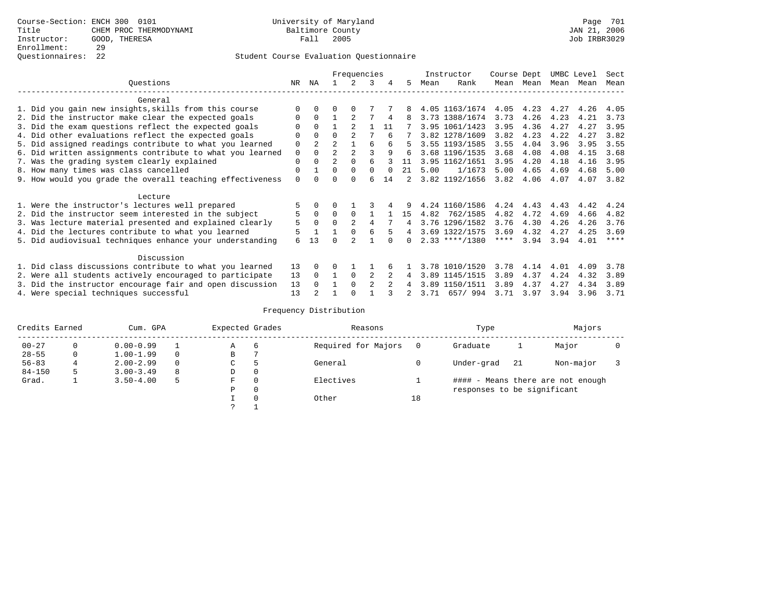Course-Section: ENCH 300 0101
Title: CHEM PROC THERMODYNAMI
Instructor: GOOD, THERESA
Enrollment: 29
Questionnaires: 22

University of Maryland
Baltimore County
Fall 2005

JAN 21, 2006
Job IRBR3029

Student Course Evaluation Questionnaire

| Questions | NR | NA | 1 | 2 | 3 | 4 | 5 | Instructor Mean | Instructor Rank | Course Mean | Dept Mean | UMBC Mean | Level Mean | Sect Mean |
|---|---|---|---|---|---|---|---|---|---|---|---|---|---|---|
| **General** | | | | | | | | | | | | | | |
| 1. Did you gain new insights,skills from this course | 0 | 0 | 0 | 0 | 7 | 7 | 8 | 4.05 | 1163/1674 | 4.05 | 4.23 | 4.27 | 4.26 | 4.05 |
| 2. Did the instructor make clear the expected goals | 0 | 0 | 1 | 2 | 7 | 4 | 8 | 3.73 | 1388/1674 | 3.73 | 4.26 | 4.23 | 4.21 | 3.73 |
| 3. Did the exam questions reflect the expected goals | 0 | 0 | 1 | 2 | 1 | 11 | 7 | 3.95 | 1061/1423 | 3.95 | 4.36 | 4.27 | 4.27 | 3.95 |
| 4. Did other evaluations reflect the expected goals | 0 | 0 | 0 | 2 | 7 | 6 | 7 | 3.82 | 1278/1609 | 3.82 | 4.23 | 4.22 | 4.27 | 3.82 |
| 5. Did assigned readings contribute to what you learned | 0 | 2 | 2 | 1 | 6 | 6 | 5 | 3.55 | 1193/1585 | 3.55 | 4.04 | 3.96 | 3.95 | 3.55 |
| 6. Did written assignments contribute to what you learned | 0 | 0 | 2 | 2 | 3 | 9 | 6 | 3.68 | 1196/1535 | 3.68 | 4.08 | 4.08 | 4.15 | 3.68 |
| 7. Was the grading system clearly explained | 0 | 0 | 2 | 0 | 6 | 3 | 11 | 3.95 | 1162/1651 | 3.95 | 4.20 | 4.18 | 4.16 | 3.95 |
| 8. How many times was class cancelled | 0 | 1 | 0 | 0 | 0 | 0 | 21 | 5.00 | 1/1673 | 5.00 | 4.65 | 4.69 | 4.68 | 5.00 |
| 9. How would you grade the overall teaching effectiveness | 0 | 0 | 0 | 0 | 6 | 14 | 2 | 3.82 | 1192/1656 | 3.82 | 4.06 | 4.07 | 4.07 | 3.82 |
| **Lecture** | | | | | | | | | | | | | | |
| 1. Were the instructor's lectures well prepared | 5 | 0 | 0 | 1 | 3 | 4 | 9 | 4.24 | 1160/1586 | 4.24 | 4.43 | 4.43 | 4.42 | 4.24 |
| 2. Did the instructor seem interested in the subject | 5 | 0 | 0 | 0 | 1 | 1 | 15 | 4.82 | 762/1585 | 4.82 | 4.72 | 4.69 | 4.66 | 4.82 |
| 3. Was lecture material presented and explained clearly | 5 | 0 | 0 | 2 | 4 | 7 | 4 | 3.76 | 1296/1582 | 3.76 | 4.30 | 4.26 | 4.26 | 3.76 |
| 4. Did the lectures contribute to what you learned | 5 | 1 | 1 | 0 | 6 | 5 | 4 | 3.69 | 1322/1575 | 3.69 | 4.32 | 4.27 | 4.25 | 3.69 |
| 5. Did audiovisual techniques enhance your understanding | 6 | 13 | 0 | 2 | 1 | 0 | 0 | 2.33 | ****/1380 | **** | 3.94 | 3.94 | 4.01 | **** |
| **Discussion** | | | | | | | | | | | | | | |
| 1. Did class discussions contribute to what you learned | 13 | 0 | 0 | 1 | 1 | 6 | 1 | 3.78 | 1010/1520 | 3.78 | 4.14 | 4.01 | 4.09 | 3.78 |
| 2. Were all students actively encouraged to participate | 13 | 0 | 1 | 0 | 2 | 2 | 4 | 3.89 | 1145/1515 | 3.89 | 4.37 | 4.24 | 4.32 | 3.89 |
| 3. Did the instructor encourage fair and open discussion | 13 | 0 | 1 | 0 | 2 | 2 | 4 | 3.89 | 1150/1511 | 3.89 | 4.37 | 4.27 | 4.34 | 3.89 |
| 4. Were special techniques successful | 13 | 2 | 1 | 0 | 1 | 3 | 2 | 3.71 | 657/ 994 | 3.71 | 3.97 | 3.94 | 3.96 | 3.71 |

Frequency Distribution

| Credits Earned | | Cum. GPA | | Expected Grades | | Reasons | | Type | | Majors | |
|---|---|---|---|---|---|---|---|---|---|---|---|
| 00-27 | 0 | 0.00-0.99 | 1 | A | 6 | Required for Majors | 0 | Graduate | 1 | Major | 0 |
| 28-55 | 0 | 1.00-1.99 | 0 | B | 7 | | | | | | |
| 56-83 | 4 | 2.00-2.99 | 0 | C | 5 | General | 0 | Under-grad | 21 | Non-major | 3 |
| 84-150 | 5 | 3.00-3.49 | 8 | D | 0 | | | | | | |
| Grad. | 1 | 3.50-4.00 | 5 | F | 0 | Electives | 1 | | | | |
| | | | | P | 0 | | | | | | |
| | | | | I | 0 | Other | 18 | | | | |
| | | | | ? | 1 | | | | | | |

#### - Means there are not enough responses to be significant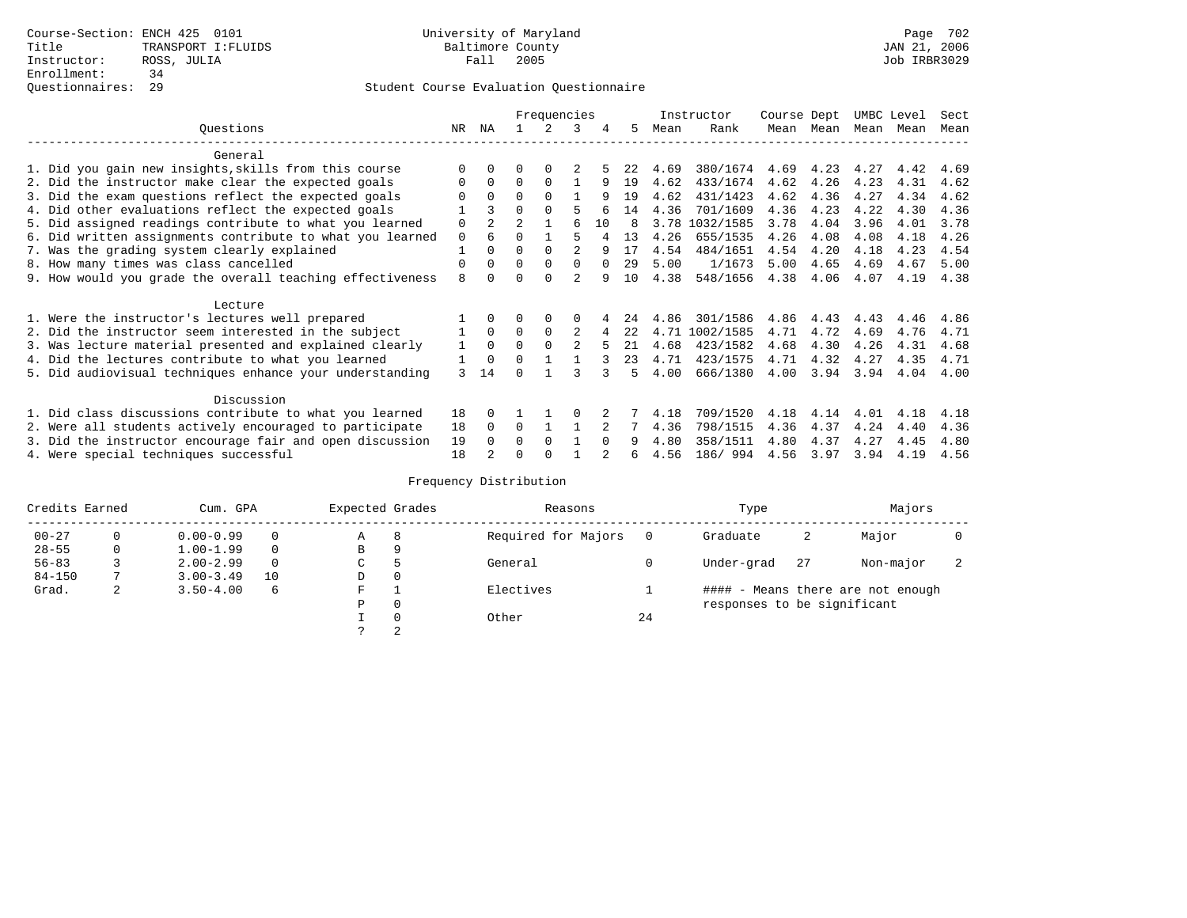Course-Section: ENCH 425 0101
Title: TRANSPORT I:FLUIDS
Instructor: ROSS, JULIA
Enrollment: 34
Questionnaires: 29

University of Maryland
Baltimore County
Fall 2005

JAN 21, 2006
Job IRBR3029

## Student Course Evaluation Questionnaire

| Questions | NR | NA | 1 | 2 | 3 | 4 | 5 | Instructor Mean | Rank | Course Mean | Dept Mean | UMBC Mean | Level Mean | Sect Mean |
|---|---|---|---|---|---|---|---|---|---|---|---|---|---|---|
| **General** | | | | | | | | | | | | | | |
| 1. Did you gain new insights,skills from this course | 0 | 0 | 0 | 0 | 2 | 5 | 22 | 4.69 | 380/1674 | 4.69 | 4.23 | 4.27 | 4.42 | 4.69 |
| 2. Did the instructor make clear the expected goals | 0 | 0 | 0 | 0 | 1 | 9 | 19 | 4.62 | 433/1674 | 4.62 | 4.26 | 4.23 | 4.31 | 4.62 |
| 3. Did the exam questions reflect the expected goals | 0 | 0 | 0 | 0 | 1 | 9 | 19 | 4.62 | 431/1423 | 4.62 | 4.36 | 4.27 | 4.34 | 4.62 |
| 4. Did other evaluations reflect the expected goals | 1 | 3 | 0 | 0 | 5 | 6 | 14 | 4.36 | 701/1609 | 4.36 | 4.23 | 4.22 | 4.30 | 4.36 |
| 5. Did assigned readings contribute to what you learned | 0 | 2 | 2 | 1 | 6 | 10 | 8 | 3.78 | 1032/1585 | 3.78 | 4.04 | 3.96 | 4.01 | 3.78 |
| 6. Did written assignments contribute to what you learned | 0 | 6 | 0 | 1 | 5 | 4 | 13 | 4.26 | 655/1535 | 4.26 | 4.08 | 4.08 | 4.18 | 4.26 |
| 7. Was the grading system clearly explained | 1 | 0 | 0 | 0 | 2 | 9 | 17 | 4.54 | 484/1651 | 4.54 | 4.20 | 4.18 | 4.23 | 4.54 |
| 8. How many times was class cancelled | 0 | 0 | 0 | 0 | 0 | 0 | 29 | 5.00 | 1/1673 | 5.00 | 4.65 | 4.69 | 4.67 | 5.00 |
| 9. How would you grade the overall teaching effectiveness | 8 | 0 | 0 | 0 | 2 | 9 | 10 | 4.38 | 548/1656 | 4.38 | 4.06 | 4.07 | 4.19 | 4.38 |
| **Lecture** | | | | | | | | | | | | | | |
| 1. Were the instructor's lectures well prepared | 1 | 0 | 0 | 0 | 0 | 4 | 24 | 4.86 | 301/1586 | 4.86 | 4.43 | 4.43 | 4.46 | 4.86 |
| 2. Did the instructor seem interested in the subject | 1 | 0 | 0 | 0 | 2 | 4 | 22 | 4.71 | 1002/1585 | 4.71 | 4.72 | 4.69 | 4.76 | 4.71 |
| 3. Was lecture material presented and explained clearly | 1 | 0 | 0 | 0 | 2 | 5 | 21 | 4.68 | 423/1582 | 4.68 | 4.30 | 4.26 | 4.31 | 4.68 |
| 4. Did the lectures contribute to what you learned | 1 | 0 | 0 | 1 | 1 | 3 | 23 | 4.71 | 423/1575 | 4.71 | 4.32 | 4.27 | 4.35 | 4.71 |
| 5. Did audiovisual techniques enhance your understanding | 3 | 14 | 0 | 1 | 3 | 3 | 5 | 4.00 | 666/1380 | 4.00 | 3.94 | 3.94 | 4.04 | 4.00 |
| **Discussion** | | | | | | | | | | | | | | |
| 1. Did class discussions contribute to what you learned | 18 | 0 | 1 | 1 | 0 | 2 | 7 | 4.18 | 709/1520 | 4.18 | 4.14 | 4.01 | 4.18 | 4.18 |
| 2. Were all students actively encouraged to participate | 18 | 0 | 0 | 1 | 1 | 2 | 7 | 4.36 | 798/1515 | 4.36 | 4.37 | 4.24 | 4.40 | 4.36 |
| 3. Did the instructor encourage fair and open discussion | 19 | 0 | 0 | 0 | 1 | 0 | 9 | 4.80 | 358/1511 | 4.80 | 4.37 | 4.27 | 4.45 | 4.80 |
| 4. Were special techniques successful | 18 | 2 | 0 | 0 | 1 | 2 | 6 | 4.56 | 186/ 994 | 4.56 | 3.97 | 3.94 | 4.19 | 4.56 |

## Frequency Distribution

| Credits Earned | | Cum. GPA | | Expected Grades | | Reasons | | Type | | Majors | |
|---|---|---|---|---|---|---|---|---|---|---|---|
| 00-27 | 0 | 0.00-0.99 | 0 | A | 8 | Required for Majors | 0 | Graduate | 2 | Major | 0 |
| 28-55 | 0 | 1.00-1.99 | 0 | B | 9 | | | | | | |
| 56-83 | 3 | 2.00-2.99 | 0 | C | 5 | General | 0 | Under-grad | 27 | Non-major | 2 |
| 84-150 | 7 | 3.00-3.49 | 10 | D | 0 | | | | | | |
| Grad. | 2 | 3.50-4.00 | 6 | F | 1 | Electives | 1 | #### - Means there are not enough responses to be significant | | | |
| | | | | P | 0 | | | | | | |
| | | | | I | 0 | Other | 24 | | | | |
| | | | | ? | 2 | | | | | | |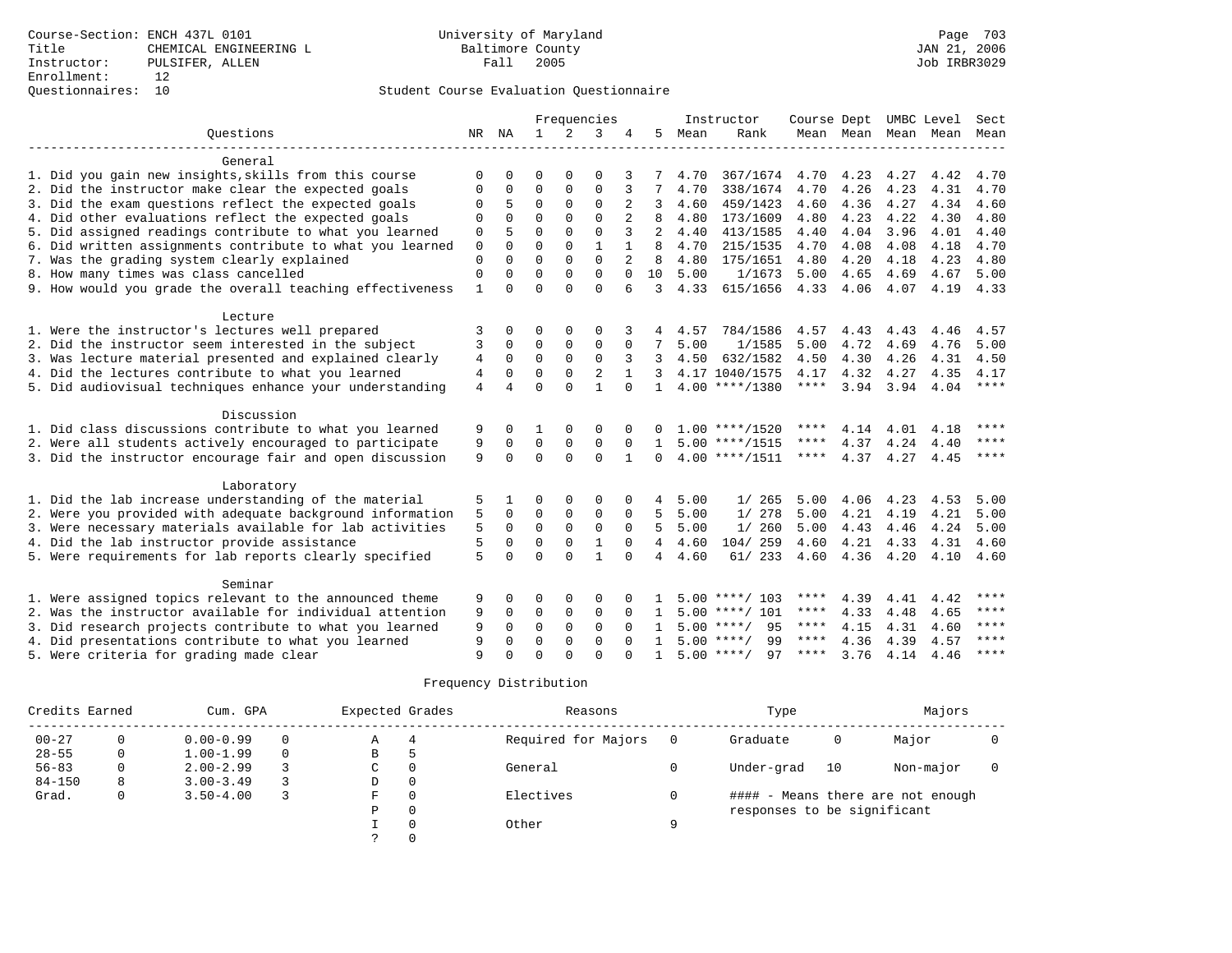Course-Section: ENCH 437L 0101
Title: CHEMICAL ENGINEERING L
Instructor: PULSIFER, ALLEN
Enrollment: 12
Questionnaires: 10

University of Maryland
Baltimore County
Fall 2005

JAN 21, 2006
Job IRBR3029

Student Course Evaluation Questionnaire

| Questions | NR | NA | 1 | 2 | 3 | 4 | 5 | Instructor Mean | Instructor Rank | Course Mean | Dept Mean | UMBC Level Mean | Level Mean | Sect Mean |
|---|---|---|---|---|---|---|---|---|---|---|---|---|---|---|
| **General** | | | | | | | | | | | | | | |
| 1. Did you gain new insights,skills from this course | 0 | 0 | 0 | 0 | 0 | 3 | 7 | 4.70 | 367/1674 | 4.70 | 4.23 | 4.27 | 4.42 | 4.70 |
| 2. Did the instructor make clear the expected goals | 0 | 0 | 0 | 0 | 0 | 3 | 7 | 4.70 | 338/1674 | 4.70 | 4.26 | 4.23 | 4.31 | 4.70 |
| 3. Did the exam questions reflect the expected goals | 0 | 5 | 0 | 0 | 0 | 2 | 3 | 4.60 | 459/1423 | 4.60 | 4.36 | 4.27 | 4.34 | 4.60 |
| 4. Did other evaluations reflect the expected goals | 0 | 0 | 0 | 0 | 0 | 2 | 8 | 4.80 | 173/1609 | 4.80 | 4.23 | 4.22 | 4.30 | 4.80 |
| 5. Did assigned readings contribute to what you learned | 0 | 5 | 0 | 0 | 0 | 3 | 2 | 4.40 | 413/1585 | 4.40 | 4.04 | 3.96 | 4.01 | 4.40 |
| 6. Did written assignments contribute to what you learned | 0 | 0 | 0 | 0 | 1 | 1 | 8 | 4.70 | 215/1535 | 4.70 | 4.08 | 4.08 | 4.18 | 4.70 |
| 7. Was the grading system clearly explained | 0 | 0 | 0 | 0 | 0 | 2 | 8 | 4.80 | 175/1651 | 4.80 | 4.20 | 4.18 | 4.23 | 4.80 |
| 8. How many times was class cancelled | 0 | 0 | 0 | 0 | 0 | 0 | 10 | 5.00 | 1/1673 | 5.00 | 4.65 | 4.69 | 4.67 | 5.00 |
| 9. How would you grade the overall teaching effectiveness | 1 | 0 | 0 | 0 | 0 | 6 | 3 | 4.33 | 615/1656 | 4.33 | 4.06 | 4.07 | 4.19 | 4.33 |
| **Lecture** | | | | | | | | | | | | | | |
| 1. Were the instructor's lectures well prepared | 3 | 0 | 0 | 0 | 0 | 3 | 4 | 4.57 | 784/1586 | 4.57 | 4.43 | 4.43 | 4.46 | 4.57 |
| 2. Did the instructor seem interested in the subject | 3 | 0 | 0 | 0 | 0 | 0 | 7 | 5.00 | 1/1585 | 5.00 | 4.72 | 4.69 | 4.76 | 5.00 |
| 3. Was lecture material presented and explained clearly | 4 | 0 | 0 | 0 | 0 | 3 | 3 | 4.50 | 632/1582 | 4.50 | 4.30 | 4.26 | 4.31 | 4.50 |
| 4. Did the lectures contribute to what you learned | 4 | 0 | 0 | 0 | 2 | 1 | 3 | 4.17 | 1040/1575 | 4.17 | 4.32 | 4.27 | 4.35 | 4.17 |
| 5. Did audiovisual techniques enhance your understanding | 4 | 4 | 0 | 0 | 1 | 0 | 1 | 4.00 | ****/1380 | **** | 3.94 | 3.94 | 4.04 | **** |
| **Discussion** | | | | | | | | | | | | | | |
| 1. Did class discussions contribute to what you learned | 9 | 0 | 1 | 0 | 0 | 0 | 0 | 1.00 | ****/1520 | **** | 4.14 | 4.01 | 4.18 | **** |
| 2. Were all students actively encouraged to participate | 9 | 0 | 0 | 0 | 0 | 0 | 1 | 5.00 | ****/1515 | **** | 4.37 | 4.24 | 4.40 | **** |
| 3. Did the instructor encourage fair and open discussion | 9 | 0 | 0 | 0 | 0 | 1 | 0 | 4.00 | ****/1511 | **** | 4.37 | 4.27 | 4.45 | **** |
| **Laboratory** | | | | | | | | | | | | | | |
| 1. Did the lab increase understanding of the material | 5 | 1 | 0 | 0 | 0 | 0 | 4 | 5.00 | 1/ 265 | 5.00 | 4.06 | 4.23 | 4.53 | 5.00 |
| 2. Were you provided with adequate background information | 5 | 0 | 0 | 0 | 0 | 0 | 5 | 5.00 | 1/ 278 | 5.00 | 4.21 | 4.19 | 4.21 | 5.00 |
| 3. Were necessary materials available for lab activities | 5 | 0 | 0 | 0 | 0 | 0 | 5 | 5.00 | 1/ 260 | 5.00 | 4.43 | 4.46 | 4.24 | 5.00 |
| 4. Did the lab instructor provide assistance | 5 | 0 | 0 | 0 | 1 | 0 | 4 | 4.60 | 104/ 259 | 4.60 | 4.21 | 4.33 | 4.31 | 4.60 |
| 5. Were requirements for lab reports clearly specified | 5 | 0 | 0 | 0 | 1 | 0 | 4 | 4.60 | 61/ 233 | 4.60 | 4.36 | 4.20 | 4.10 | 4.60 |
| **Seminar** | | | | | | | | | | | | | | |
| 1. Were assigned topics relevant to the announced theme | 9 | 0 | 0 | 0 | 0 | 0 | 1 | 5.00 | ****/ 103 | **** | 4.39 | 4.41 | 4.42 | **** |
| 2. Was the instructor available for individual attention | 9 | 0 | 0 | 0 | 0 | 0 | 1 | 5.00 | ****/ 101 | **** | 4.33 | 4.48 | 4.65 | **** |
| 3. Did research projects contribute to what you learned | 9 | 0 | 0 | 0 | 0 | 0 | 1 | 5.00 | ****/ 95 | **** | 4.15 | 4.31 | 4.60 | **** |
| 4. Did presentations contribute to what you learned | 9 | 0 | 0 | 0 | 0 | 0 | 1 | 5.00 | ****/ 99 | **** | 4.36 | 4.39 | 4.57 | **** |
| 5. Were criteria for grading made clear | 9 | 0 | 0 | 0 | 0 | 0 | 1 | 5.00 | ****/ 97 | **** | 3.76 | 4.14 | 4.46 | **** |

Frequency Distribution

| Credits Earned | | Cum. GPA | | Expected Grades | | Reasons | | Type | | Majors | |
|---|---|---|---|---|---|---|---|---|---|---|---|
| 00-27 | 0 | 0.00-0.99 | 0 | A | 4 | Required for Majors | 0 | Graduate | 0 | Major | 0 |
| 28-55 | 0 | 1.00-1.99 | 0 | B | 5 | | | | | | |
| 56-83 | 0 | 2.00-2.99 | 3 | C | 0 | General | 0 | Under-grad | 10 | Non-major | 0 |
| 84-150 | 8 | 3.00-3.49 | 3 | D | 0 | | | | | | |
| Grad. | 0 | 3.50-4.00 | 3 | F | 0 | Electives | 0 | #### - Means there are not enough responses to be significant | | | |
| | | | | P | 0 | | | | | | |
| | | | | I | 0 | Other | 9 | | | | |
| | | | | ? | 0 | | | | | | |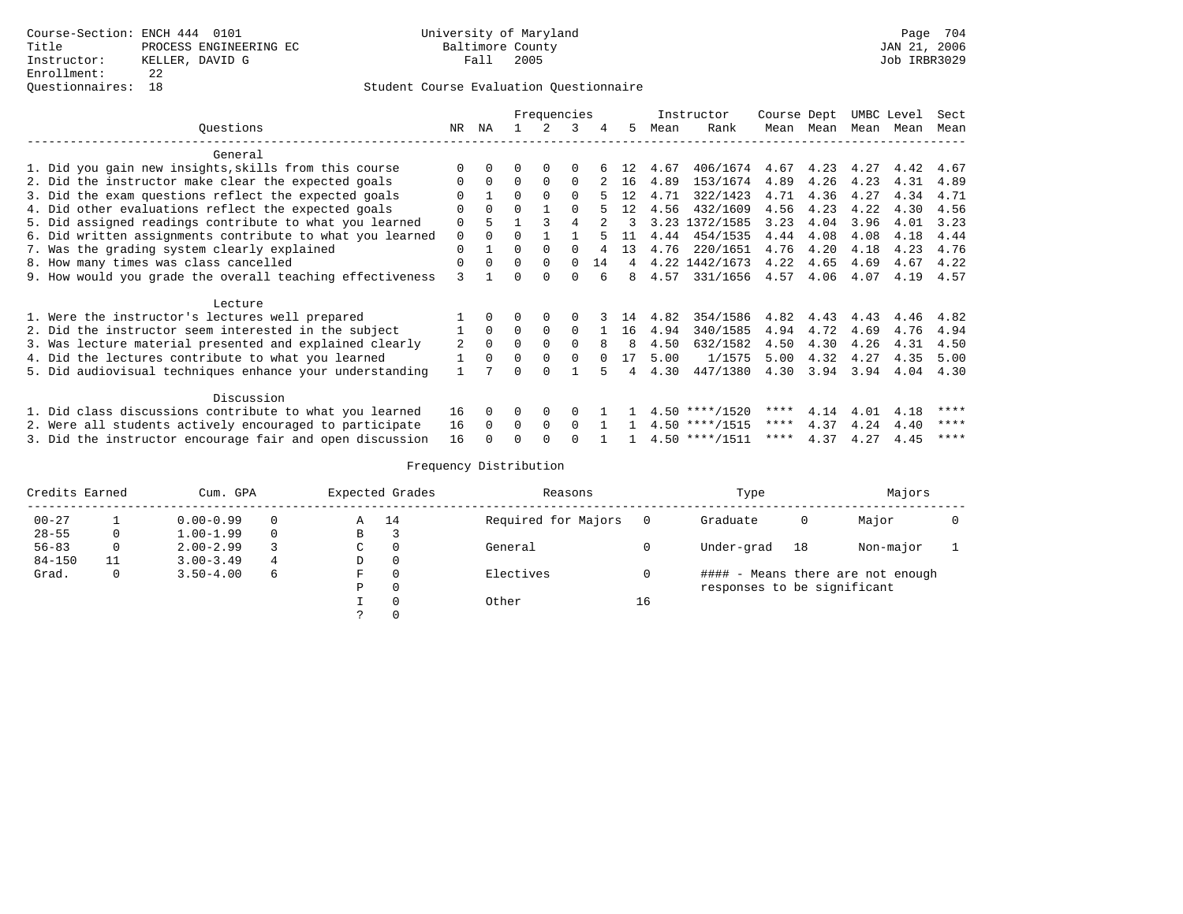Course-Section: ENCH 444 0101
Title: PROCESS ENGINEERING EC
Instructor: KELLER, DAVID G
Enrollment: 22
Questionnaires: 18

University of Maryland
Baltimore County
Fall 2005

Page 704
JAN 21, 2006
Job IRBR3029

## Student Course Evaluation Questionnaire

| Questions | NR | NA | 1 | 2 | 3 | 4 | 5 | Instructor Mean | Instructor Rank | Course Mean | Dept Mean | UMBC Mean | Level Mean | Sect Mean |
|---|---|---|---|---|---|---|---|---|---|---|---|---|---|---|
| **General** | | | | | | | | | | | | | | |
| 1. Did you gain new insights,skills from this course | 0 | 0 | 0 | 0 | 0 | 6 | 12 | 4.67 | 406/1674 | 4.67 | 4.23 | 4.27 | 4.42 | 4.67 |
| 2. Did the instructor make clear the expected goals | 0 | 0 | 0 | 0 | 0 | 2 | 16 | 4.89 | 153/1674 | 4.89 | 4.26 | 4.23 | 4.31 | 4.89 |
| 3. Did the exam questions reflect the expected goals | 0 | 1 | 0 | 0 | 0 | 5 | 12 | 4.71 | 322/1423 | 4.71 | 4.36 | 4.27 | 4.34 | 4.71 |
| 4. Did other evaluations reflect the expected goals | 0 | 0 | 0 | 1 | 0 | 5 | 12 | 4.56 | 432/1609 | 4.56 | 4.23 | 4.22 | 4.30 | 4.56 |
| 5. Did assigned readings contribute to what you learned | 0 | 5 | 1 | 3 | 4 | 2 | 3 | 3.23 | 1372/1585 | 3.23 | 4.04 | 3.96 | 4.01 | 3.23 |
| 6. Did written assignments contribute to what you learned | 0 | 0 | 0 | 1 | 1 | 5 | 11 | 4.44 | 454/1535 | 4.44 | 4.08 | 4.08 | 4.18 | 4.44 |
| 7. Was the grading system clearly explained | 0 | 1 | 0 | 0 | 0 | 4 | 13 | 4.76 | 220/1651 | 4.76 | 4.20 | 4.18 | 4.23 | 4.76 |
| 8. How many times was class cancelled | 0 | 0 | 0 | 0 | 0 | 14 | 4 | 4.22 | 1442/1673 | 4.22 | 4.65 | 4.69 | 4.67 | 4.22 |
| 9. How would you grade the overall teaching effectiveness | 3 | 1 | 0 | 0 | 0 | 6 | 8 | 4.57 | 331/1656 | 4.57 | 4.06 | 4.07 | 4.19 | 4.57 |
| **Lecture** | | | | | | | | | | | | | | |
| 1. Were the instructor's lectures well prepared | 1 | 0 | 0 | 0 | 0 | 3 | 14 | 4.82 | 354/1586 | 4.82 | 4.43 | 4.43 | 4.46 | 4.82 |
| 2. Did the instructor seem interested in the subject | 1 | 0 | 0 | 0 | 0 | 1 | 16 | 4.94 | 340/1585 | 4.94 | 4.72 | 4.69 | 4.76 | 4.94 |
| 3. Was lecture material presented and explained clearly | 2 | 0 | 0 | 0 | 0 | 8 | 8 | 4.50 | 632/1582 | 4.50 | 4.30 | 4.26 | 4.31 | 4.50 |
| 4. Did the lectures contribute to what you learned | 1 | 0 | 0 | 0 | 0 | 0 | 17 | 5.00 | 1/1575 | 5.00 | 4.32 | 4.27 | 4.35 | 5.00 |
| 5. Did audiovisual techniques enhance your understanding | 1 | 7 | 0 | 0 | 1 | 5 | 4 | 4.30 | 447/1380 | 4.30 | 3.94 | 3.94 | 4.04 | 4.30 |
| **Discussion** | | | | | | | | | | | | | | |
| 1. Did class discussions contribute to what you learned | 16 | 0 | 0 | 0 | 0 | 1 | 1 | 4.50 | ****/1520 | **** | 4.14 | 4.01 | 4.18 | **** |
| 2. Were all students actively encouraged to participate | 16 | 0 | 0 | 0 | 0 | 1 | 1 | 4.50 | ****/1515 | **** | 4.37 | 4.24 | 4.40 | **** |
| 3. Did the instructor encourage fair and open discussion | 16 | 0 | 0 | 0 | 0 | 1 | 1 | 4.50 | ****/1511 | **** | 4.37 | 4.27 | 4.45 | **** |

## Frequency Distribution

| Credits Earned | | Cum. GPA | | Expected Grades | | Reasons | | Type | | Majors | |
|---|---|---|---|---|---|---|---|---|---|---|---|
| 00-27 | 1 | 0.00-0.99 | 0 | A | 14 | Required for Majors | 0 | Graduate | 0 | Major | 0 |
| 28-55 | 0 | 1.00-1.99 | 0 | B | 3 | | | | | | |
| 56-83 | 0 | 2.00-2.99 | 3 | C | 0 | General | 0 | Under-grad | 18 | Non-major | 1 |
| 84-150 | 11 | 3.00-3.49 | 4 | D | 0 | | | | | | |
| Grad. | 0 | 3.50-4.00 | 6 | F | 0 | Electives | 0 | #### - Means there are not enough responses to be significant | | | |
| | | | | P | 0 | | | | | | |
| | | | | I | 0 | Other | 16 | | | | |
| | | | | ? | 0 | | | | | | |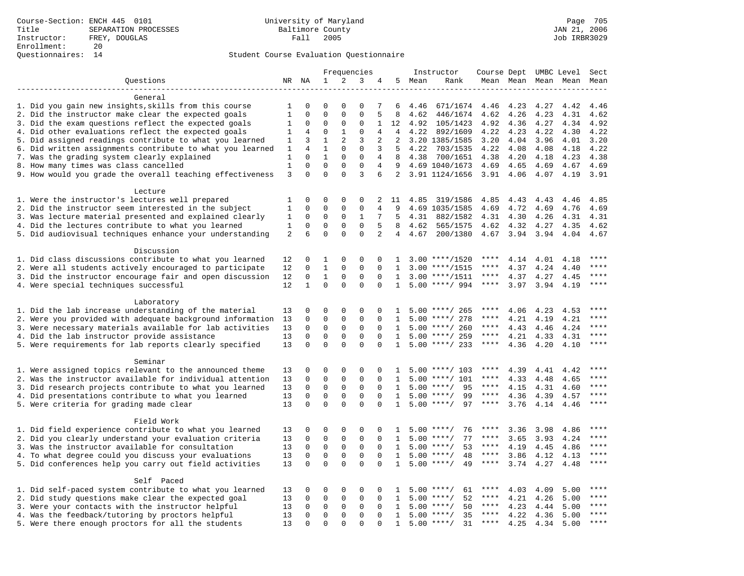Course-Section: ENCH 445 0101
Title: SEPARATION PROCESSES
Instructor: FREY, DOUGLAS
Enrollment: 20
Questionnaires: 14

University of Maryland
Baltimore County
Fall 2005

Student Course Evaluation Questionnaire

JAN 21, 2006
Job IRBR3029

| Questions | NR | NA | 1 | 2 | 3 | 4 | 5 | Instructor Mean | Instructor Rank | Course Mean | Dept Mean | UMBC Mean | Level Mean | Sect Mean |
|---|---|---|---|---|---|---|---|---|---|---|---|---|---|---|
| **General** | | | | | | | | | | | | | | |
| 1. Did you gain new insights,skills from this course | 1 | 0 | 0 | 0 | 0 | 7 | 6 | 4.46 | 671/1674 | 4.46 | 4.23 | 4.27 | 4.42 | 4.46 |
| 2. Did the instructor make clear the expected goals | 1 | 0 | 0 | 0 | 0 | 5 | 8 | 4.62 | 446/1674 | 4.62 | 4.26 | 4.23 | 4.31 | 4.62 |
| 3. Did the exam questions reflect the expected goals | 1 | 0 | 0 | 0 | 0 | 1 | 12 | 4.92 | 105/1423 | 4.92 | 4.36 | 4.27 | 4.34 | 4.92 |
| 4. Did other evaluations reflect the expected goals | 1 | 4 | 0 | 1 | 0 | 4 | 4 | 4.22 | 892/1609 | 4.22 | 4.23 | 4.22 | 4.30 | 4.22 |
| 5. Did assigned readings contribute to what you learned | 1 | 3 | 1 | 2 | 3 | 2 | 2 | 3.20 | 1385/1585 | 3.20 | 4.04 | 3.96 | 4.01 | 3.20 |
| 6. Did written assignments contribute to what you learned | 1 | 4 | 1 | 0 | 0 | 3 | 5 | 4.22 | 703/1535 | 4.22 | 4.08 | 4.08 | 4.18 | 4.22 |
| 7. Was the grading system clearly explained | 1 | 0 | 1 | 0 | 0 | 4 | 8 | 4.38 | 700/1651 | 4.38 | 4.20 | 4.18 | 4.23 | 4.38 |
| 8. How many times was class cancelled | 1 | 0 | 0 | 0 | 0 | 4 | 9 | 4.69 | 1040/1673 | 4.69 | 4.65 | 4.69 | 4.67 | 4.69 |
| 9. How would you grade the overall teaching effectiveness | 3 | 0 | 0 | 0 | 3 | 6 | 2 | 3.91 | 1124/1656 | 3.91 | 4.06 | 4.07 | 4.19 | 3.91 |
| **Lecture** | | | | | | | | | | | | | | |
| 1. Were the instructor's lectures well prepared | 1 | 0 | 0 | 0 | 0 | 2 | 11 | 4.85 | 319/1586 | 4.85 | 4.43 | 4.43 | 4.46 | 4.85 |
| 2. Did the instructor seem interested in the subject | 1 | 0 | 0 | 0 | 0 | 4 | 9 | 4.69 | 1035/1585 | 4.69 | 4.72 | 4.69 | 4.76 | 4.69 |
| 3. Was lecture material presented and explained clearly | 1 | 0 | 0 | 0 | 1 | 7 | 5 | 4.31 | 882/1582 | 4.31 | 4.30 | 4.26 | 4.31 | 4.31 |
| 4. Did the lectures contribute to what you learned | 1 | 0 | 0 | 0 | 0 | 5 | 8 | 4.62 | 565/1575 | 4.62 | 4.32 | 4.27 | 4.35 | 4.62 |
| 5. Did audiovisual techniques enhance your understanding | 2 | 6 | 0 | 0 | 0 | 2 | 4 | 4.67 | 200/1380 | 4.67 | 3.94 | 3.94 | 4.04 | 4.67 |
| **Discussion** | | | | | | | | | | | | | | |
| 1. Did class discussions contribute to what you learned | 12 | 0 | 1 | 0 | 0 | 0 | 1 | 3.00 | ****/1520 | **** | 4.14 | 4.01 | 4.18 | **** |
| 2. Were all students actively encouraged to participate | 12 | 0 | 1 | 0 | 0 | 0 | 1 | 3.00 | ****/1515 | **** | 4.37 | 4.24 | 4.40 | **** |
| 3. Did the instructor encourage fair and open discussion | 12 | 0 | 1 | 0 | 0 | 0 | 1 | 3.00 | ****/1511 | **** | 4.37 | 4.27 | 4.45 | **** |
| 4. Were special techniques successful | 12 | 1 | 0 | 0 | 0 | 0 | 1 | 5.00 | ****/ 994 | **** | 3.97 | 3.94 | 4.19 | **** |
| **Laboratory** | | | | | | | | | | | | | | |
| 1. Did the lab increase understanding of the material | 13 | 0 | 0 | 0 | 0 | 0 | 1 | 5.00 | ****/ 265 | **** | 4.06 | 4.23 | 4.53 | **** |
| 2. Were you provided with adequate background information | 13 | 0 | 0 | 0 | 0 | 0 | 1 | 5.00 | ****/ 278 | **** | 4.21 | 4.19 | 4.21 | **** |
| 3. Were necessary materials available for lab activities | 13 | 0 | 0 | 0 | 0 | 0 | 1 | 5.00 | ****/ 260 | **** | 4.43 | 4.46 | 4.24 | **** |
| 4. Did the lab instructor provide assistance | 13 | 0 | 0 | 0 | 0 | 0 | 1 | 5.00 | ****/ 259 | **** | 4.21 | 4.33 | 4.31 | **** |
| 5. Were requirements for lab reports clearly specified | 13 | 0 | 0 | 0 | 0 | 0 | 1 | 5.00 | ****/ 233 | **** | 4.36 | 4.20 | 4.10 | **** |
| **Seminar** | | | | | | | | | | | | | | |
| 1. Were assigned topics relevant to the announced theme | 13 | 0 | 0 | 0 | 0 | 0 | 1 | 5.00 | ****/ 103 | **** | 4.39 | 4.41 | 4.42 | **** |
| 2. Was the instructor available for individual attention | 13 | 0 | 0 | 0 | 0 | 0 | 1 | 5.00 | ****/ 101 | **** | 4.33 | 4.48 | 4.65 | **** |
| 3. Did research projects contribute to what you learned | 13 | 0 | 0 | 0 | 0 | 0 | 1 | 5.00 | ****/ 95 | **** | 4.15 | 4.31 | 4.60 | **** |
| 4. Did presentations contribute to what you learned | 13 | 0 | 0 | 0 | 0 | 0 | 1 | 5.00 | ****/ 99 | **** | 4.36 | 4.39 | 4.57 | **** |
| 5. Were criteria for grading made clear | 13 | 0 | 0 | 0 | 0 | 0 | 1 | 5.00 | ****/ 97 | **** | 3.76 | 4.14 | 4.46 | **** |
| **Field Work** | | | | | | | | | | | | | | |
| 1. Did field experience contribute to what you learned | 13 | 0 | 0 | 0 | 0 | 0 | 1 | 5.00 | ****/ 76 | **** | 3.36 | 3.98 | 4.86 | **** |
| 2. Did you clearly understand your evaluation criteria | 13 | 0 | 0 | 0 | 0 | 0 | 1 | 5.00 | ****/ 77 | **** | 3.65 | 3.93 | 4.24 | **** |
| 3. Was the instructor available for consultation | 13 | 0 | 0 | 0 | 0 | 0 | 1 | 5.00 | ****/ 53 | **** | 4.19 | 4.45 | 4.86 | **** |
| 4. To what degree could you discuss your evaluations | 13 | 0 | 0 | 0 | 0 | 0 | 1 | 5.00 | ****/ 48 | **** | 3.86 | 4.12 | 4.13 | **** |
| 5. Did conferences help you carry out field activities | 13 | 0 | 0 | 0 | 0 | 0 | 1 | 5.00 | ****/ 49 | **** | 3.74 | 4.27 | 4.48 | **** |
| **Self Paced** | | | | | | | | | | | | | | |
| 1. Did self-paced system contribute to what you learned | 13 | 0 | 0 | 0 | 0 | 0 | 1 | 5.00 | ****/ 61 | **** | 4.03 | 4.09 | 5.00 | **** |
| 2. Did study questions make clear the expected goal | 13 | 0 | 0 | 0 | 0 | 0 | 1 | 5.00 | ****/ 52 | **** | 4.21 | 4.26 | 5.00 | **** |
| 3. Were your contacts with the instructor helpful | 13 | 0 | 0 | 0 | 0 | 0 | 1 | 5.00 | ****/ 50 | **** | 4.23 | 4.44 | 5.00 | **** |
| 4. Was the feedback/tutoring by proctors helpful | 13 | 0 | 0 | 0 | 0 | 0 | 1 | 5.00 | ****/ 35 | **** | 4.22 | 4.36 | 5.00 | **** |
| 5. Were there enough proctors for all the students | 13 | 0 | 0 | 0 | 0 | 0 | 1 | 5.00 | ****/ 31 | **** | 4.25 | 4.34 | 5.00 | **** |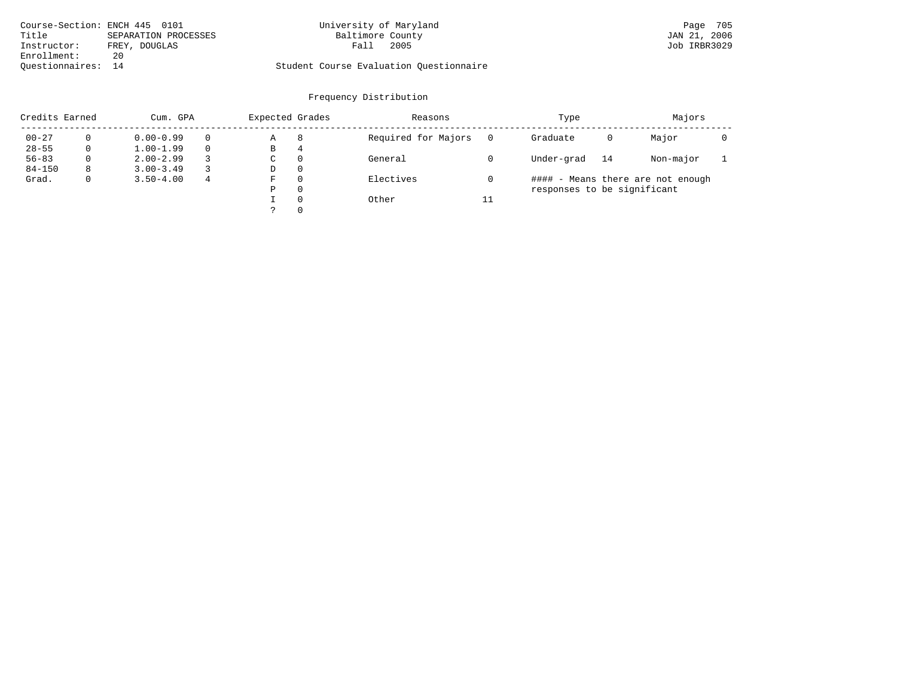Course-Section: ENCH 445 0101
Title: SEPARATION PROCESSES
Instructor: FREY, DOUGLAS
Enrollment: 20
Questionnaires: 14

University of Maryland
Baltimore County
Fall 2005

Student Course Evaluation Questionnaire

## Frequency Distribution

| Credits Earned | | Cum. GPA | | Expected Grades | | Reasons | | Type | | Majors | |
|---|---|---|---|---|---|---|---|---|---|---|---|
| 00-27 | 0 | 0.00-0.99 | 0 | A | 8 | Required for Majors | 0 | Graduate | 0 | Major | 0 |
| 28-55 | 0 | 1.00-1.99 | 0 | B | 4 | | | | | | |
| 56-83 | 0 | 2.00-2.99 | 3 | C | 0 | General | 0 | Under-grad | 14 | Non-major | 1 |
| 84-150 | 8 | 3.00-3.49 | 3 | D | 0 | | | | | | |
| Grad. | 0 | 3.50-4.00 | 4 | F | 0 | Electives | 0 | | | | |
| | | | | P | 0 | | | | | | |
| | | | | I | 0 | Other | 11 | | | | |
| | | | | ? | 0 | | | | | | |

#### - Means there are not enough responses to be significant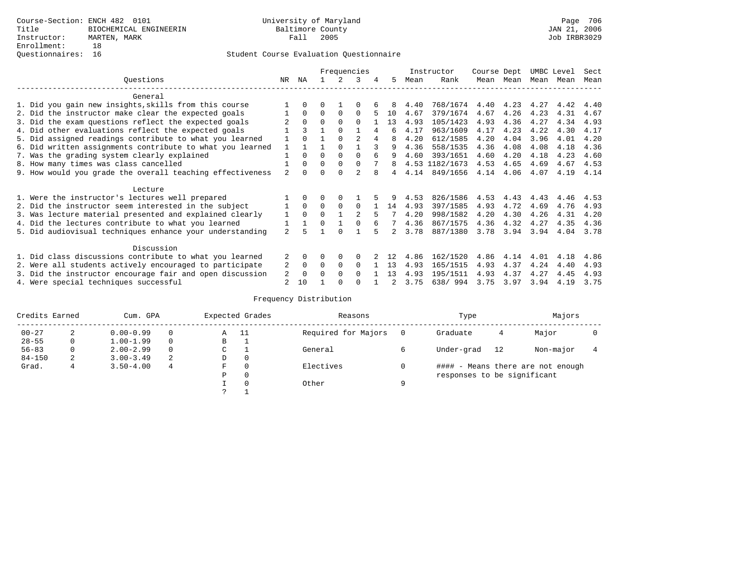Course-Section: ENCH 482 0101
Title: BIOCHEMICAL ENGINEERIN
Instructor: MARTEN, MARK
Enrollment: 18
Questionnaires: 16

University of Maryland
Baltimore County
Fall 2005

Page 706
JAN 21, 2006
Job IRBR3029

## Student Course Evaluation Questionnaire

| Questions | NR | NA | 1 | 2 | 3 | 4 | 5 | Instructor Mean | Instructor Rank | Course Mean | Dept Mean | UMBC Mean | Level Mean | Sect Mean |
|---|---|---|---|---|---|---|---|---|---|---|---|---|---|---|
| **General** | | | | | | | | | | | | | | |
| 1. Did you gain new insights,skills from this course | 1 | 0 | 0 | 1 | 0 | 6 | 8 | 4.40 | 768/1674 | 4.40 | 4.23 | 4.27 | 4.42 | 4.40 |
| 2. Did the instructor make clear the expected goals | 1 | 0 | 0 | 0 | 0 | 5 | 10 | 4.67 | 379/1674 | 4.67 | 4.26 | 4.23 | 4.31 | 4.67 |
| 3. Did the exam questions reflect the expected goals | 2 | 0 | 0 | 0 | 0 | 1 | 13 | 4.93 | 105/1423 | 4.93 | 4.36 | 4.27 | 4.34 | 4.93 |
| 4. Did other evaluations reflect the expected goals | 1 | 3 | 1 | 0 | 1 | 4 | 6 | 4.17 | 963/1609 | 4.17 | 4.23 | 4.22 | 4.30 | 4.17 |
| 5. Did assigned readings contribute to what you learned | 1 | 0 | 1 | 0 | 2 | 4 | 8 | 4.20 | 612/1585 | 4.20 | 4.04 | 3.96 | 4.01 | 4.20 |
| 6. Did written assignments contribute to what you learned | 1 | 1 | 1 | 0 | 1 | 3 | 9 | 4.36 | 558/1535 | 4.36 | 4.08 | 4.08 | 4.18 | 4.36 |
| 7. Was the grading system clearly explained | 1 | 0 | 0 | 0 | 0 | 6 | 9 | 4.60 | 393/1651 | 4.60 | 4.20 | 4.18 | 4.23 | 4.60 |
| 8. How many times was class cancelled | 1 | 0 | 0 | 0 | 0 | 7 | 8 | 4.53 | 1182/1673 | 4.53 | 4.65 | 4.69 | 4.67 | 4.53 |
| 9. How would you grade the overall teaching effectiveness | 2 | 0 | 0 | 0 | 2 | 8 | 4 | 4.14 | 849/1656 | 4.14 | 4.06 | 4.07 | 4.19 | 4.14 |
| **Lecture** | | | | | | | | | | | | | | |
| 1. Were the instructor's lectures well prepared | 1 | 0 | 0 | 0 | 1 | 5 | 9 | 4.53 | 826/1586 | 4.53 | 4.43 | 4.43 | 4.46 | 4.53 |
| 2. Did the instructor seem interested in the subject | 1 | 0 | 0 | 0 | 0 | 1 | 14 | 4.93 | 397/1585 | 4.93 | 4.72 | 4.69 | 4.76 | 4.93 |
| 3. Was lecture material presented and explained clearly | 1 | 0 | 0 | 1 | 2 | 5 | 7 | 4.20 | 998/1582 | 4.20 | 4.30 | 4.26 | 4.31 | 4.20 |
| 4. Did the lectures contribute to what you learned | 1 | 1 | 0 | 1 | 0 | 6 | 7 | 4.36 | 867/1575 | 4.36 | 4.32 | 4.27 | 4.35 | 4.36 |
| 5. Did audiovisual techniques enhance your understanding | 2 | 5 | 1 | 0 | 1 | 5 | 2 | 3.78 | 887/1380 | 3.78 | 3.94 | 3.94 | 4.04 | 3.78 |
| **Discussion** | | | | | | | | | | | | | | |
| 1. Did class discussions contribute to what you learned | 2 | 0 | 0 | 0 | 0 | 2 | 12 | 4.86 | 162/1520 | 4.86 | 4.14 | 4.01 | 4.18 | 4.86 |
| 2. Were all students actively encouraged to participate | 2 | 0 | 0 | 0 | 0 | 1 | 13 | 4.93 | 165/1515 | 4.93 | 4.37 | 4.24 | 4.40 | 4.93 |
| 3. Did the instructor encourage fair and open discussion | 2 | 0 | 0 | 0 | 0 | 1 | 13 | 4.93 | 195/1511 | 4.93 | 4.37 | 4.27 | 4.45 | 4.93 |
| 4. Were special techniques successful | 2 | 10 | 1 | 0 | 0 | 1 | 2 | 3.75 | 638/ 994 | 3.75 | 3.97 | 3.94 | 4.19 | 3.75 |

## Frequency Distribution

| Credits Earned | | Cum. GPA | | Expected Grades | | Reasons | | Type | | Majors | |
|---|---|---|---|---|---|---|---|---|---|---|---|
| 00-27 | 2 | 0.00-0.99 | 0 | A | 11 | Required for Majors | 0 | Graduate | 4 | Major | 0 |
| 28-55 | 0 | 1.00-1.99 | 0 | B | 1 | | | | | | |
| 56-83 | 0 | 2.00-2.99 | 0 | C | 1 | General | 6 | Under-grad | 12 | Non-major | 4 |
| 84-150 | 2 | 3.00-3.49 | 2 | D | 0 | | | | | | |
| Grad. | 4 | 3.50-4.00 | 4 | F | 0 | Electives | 0 | | | | |
| | | | | P | 0 | | | | | | |
| | | | | I | 0 | Other | 9 | | | | |
| | | | | ? | 1 | | | | | | |

#### - Means there are not enough responses to be significant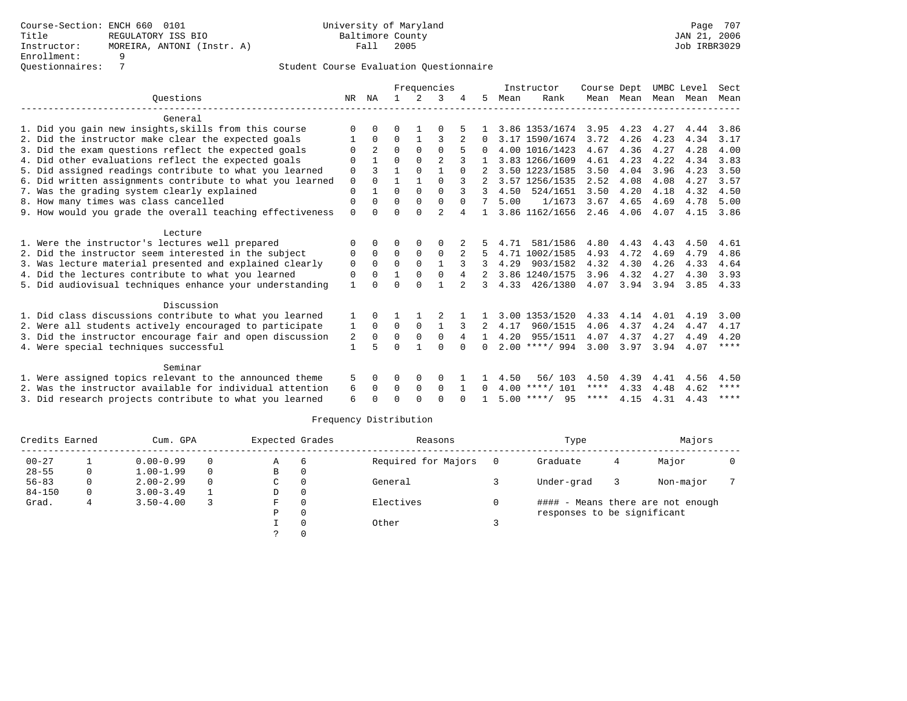Course-Section: ENCH 660 0101
Title: REGULATORY ISS BIO
Instructor: MOREIRA, ANTONI (Instr. A)
Enrollment: 9
Questionnaires: 7

University of Maryland
Baltimore County
Fall 2005

JAN 21, 2006
Job IRBR3029

## Student Course Evaluation Questionnaire

| Questions | NR | NA | 1 | 2 | 3 | 4 | 5 | Instructor Mean | Instructor Rank | Course Mean | Dept Mean | UMBC Mean | Level Mean | Sect Mean |
|---|---|---|---|---|---|---|---|---|---|---|---|---|---|---|
| **General** | | | | | | | | | | | | | | |
| 1. Did you gain new insights,skills from this course | 0 | 0 | 0 | 1 | 0 | 5 | 1 | 3.86 | 1353/1674 | 3.95 | 4.23 | 4.27 | 4.44 | 3.86 |
| 2. Did the instructor make clear the expected goals | 1 | 0 | 0 | 1 | 3 | 2 | 0 | 3.17 | 1590/1674 | 3.72 | 4.26 | 4.23 | 4.34 | 3.17 |
| 3. Did the exam questions reflect the expected goals | 0 | 2 | 0 | 0 | 0 | 5 | 0 | 4.00 | 1016/1423 | 4.67 | 4.36 | 4.27 | 4.28 | 4.00 |
| 4. Did other evaluations reflect the expected goals | 0 | 1 | 0 | 0 | 2 | 3 | 1 | 3.83 | 1266/1609 | 4.61 | 4.23 | 4.22 | 4.34 | 3.83 |
| 5. Did assigned readings contribute to what you learned | 0 | 3 | 1 | 0 | 1 | 0 | 2 | 3.50 | 1223/1585 | 3.50 | 4.04 | 3.96 | 4.23 | 3.50 |
| 6. Did written assignments contribute to what you learned | 0 | 0 | 1 | 1 | 0 | 3 | 2 | 3.57 | 1256/1535 | 2.52 | 4.08 | 4.08 | 4.27 | 3.57 |
| 7. Was the grading system clearly explained | 0 | 1 | 0 | 0 | 0 | 3 | 3 | 4.50 | 524/1651 | 3.50 | 4.20 | 4.18 | 4.32 | 4.50 |
| 8. How many times was class cancelled | 0 | 0 | 0 | 0 | 0 | 0 | 7 | 5.00 | 1/1673 | 3.67 | 4.65 | 4.69 | 4.78 | 5.00 |
| 9. How would you grade the overall teaching effectiveness | 0 | 0 | 0 | 0 | 2 | 4 | 1 | 3.86 | 1162/1656 | 2.46 | 4.06 | 4.07 | 4.15 | 3.86 |
| **Lecture** | | | | | | | | | | | | | | |
| 1. Were the instructor's lectures well prepared | 0 | 0 | 0 | 0 | 0 | 2 | 5 | 4.71 | 581/1586 | 4.80 | 4.43 | 4.43 | 4.50 | 4.61 |
| 2. Did the instructor seem interested in the subject | 0 | 0 | 0 | 0 | 0 | 2 | 5 | 4.71 | 1002/1585 | 4.93 | 4.72 | 4.69 | 4.79 | 4.86 |
| 3. Was lecture material presented and explained clearly | 0 | 0 | 0 | 0 | 1 | 3 | 3 | 4.29 | 903/1582 | 4.32 | 4.30 | 4.26 | 4.33 | 4.64 |
| 4. Did the lectures contribute to what you learned | 0 | 0 | 1 | 0 | 0 | 4 | 2 | 3.86 | 1240/1575 | 3.96 | 4.32 | 4.27 | 4.30 | 3.93 |
| 5. Did audiovisual techniques enhance your understanding | 1 | 0 | 0 | 0 | 1 | 2 | 3 | 4.33 | 426/1380 | 4.07 | 3.94 | 3.94 | 3.85 | 4.33 |
| **Discussion** | | | | | | | | | | | | | | |
| 1. Did class discussions contribute to what you learned | 1 | 0 | 1 | 1 | 2 | 1 | 1 | 3.00 | 1353/1520 | 4.33 | 4.14 | 4.01 | 4.19 | 3.00 |
| 2. Were all students actively encouraged to participate | 1 | 0 | 0 | 0 | 1 | 3 | 2 | 4.17 | 960/1515 | 4.06 | 4.37 | 4.24 | 4.47 | 4.17 |
| 3. Did the instructor encourage fair and open discussion | 2 | 0 | 0 | 0 | 0 | 4 | 1 | 4.20 | 955/1511 | 4.07 | 4.37 | 4.27 | 4.49 | 4.20 |
| 4. Were special techniques successful | 1 | 5 | 0 | 1 | 0 | 0 | 0 | 2.00 | ****/ 994 | 3.00 | 3.97 | 3.94 | 4.07 | **** |
| **Seminar** | | | | | | | | | | | | | | |
| 1. Were assigned topics relevant to the announced theme | 5 | 0 | 0 | 0 | 0 | 1 | 1 | 4.50 | 56/ 103 | 4.50 | 4.39 | 4.41 | 4.56 | 4.50 |
| 2. Was the instructor available for individual attention | 6 | 0 | 0 | 0 | 0 | 1 | 0 | 4.00 | ****/ 101 | **** | 4.33 | 4.48 | 4.62 | **** |
| 3. Did research projects contribute to what you learned | 6 | 0 | 0 | 0 | 0 | 0 | 1 | 5.00 | ****/ 95 | **** | 4.15 | 4.31 | 4.43 | **** |

## Frequency Distribution

| Credits Earned | | Cum. GPA | | Expected Grades | | Reasons | | Type | | Majors | |
|---|---|---|---|---|---|---|---|---|---|---|---|
| 00-27 | 1 | 0.00-0.99 | 0 | A | 6 | Required for Majors | 0 | Graduate | 4 | Major | 0 |
| 28-55 | 0 | 1.00-1.99 | 0 | B | 0 | | | | | | |
| 56-83 | 0 | 2.00-2.99 | 0 | C | 0 | General | 3 | Under-grad | 3 | Non-major | 7 |
| 84-150 | 0 | 3.00-3.49 | 1 | D | 0 | | | | | | |
| Grad. | 4 | 3.50-4.00 | 3 | F | 0 | Electives | 0 | | | | |
| | | | | P | 0 | | | | | | |
| | | | | I | 0 | Other | 3 | | | | |
| | | | | ? | 0 | | | | | | |

#### - Means there are not enough responses to be significant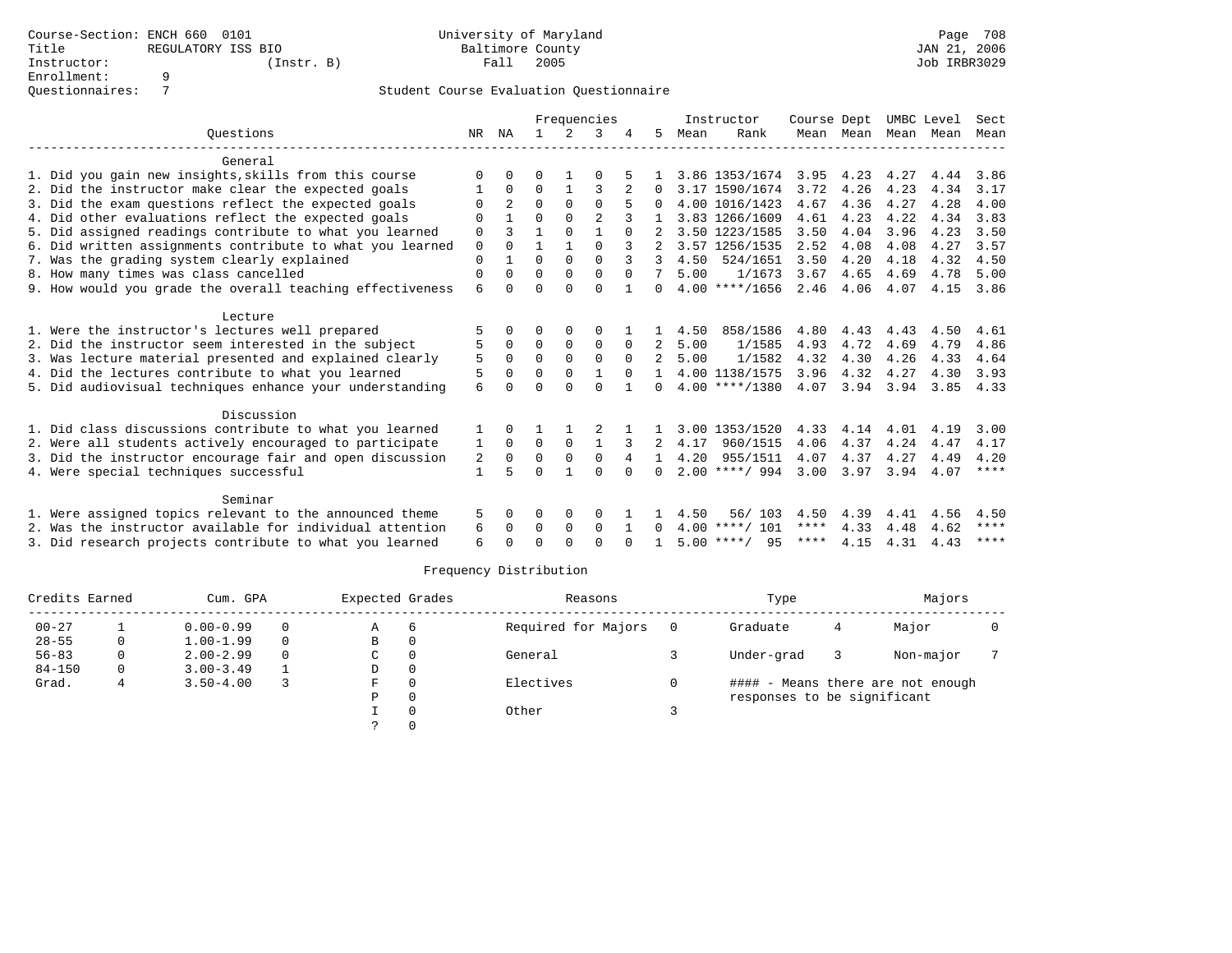Course-Section: ENCH 660 0101
Title: REGULATORY ISS BIO
Instructor: (Instr. B)
Enrollment: 9
Questionnaires: 7

University of Maryland Baltimore County
Fall 2005

JAN 21, 2006
Job IRBR3029

## Student Course Evaluation Questionnaire

| Questions | NR | NA | 1 | 2 | 3 | 4 | 5 | Instructor Mean | Rank | Course Mean | Dept Mean | UMBC Level Mean | Level Mean | Sect Mean |
|---|---|---|---|---|---|---|---|---|---|---|---|---|---|---|
| **General** | | | | | | | | | | | | | | |
| 1. Did you gain new insights,skills from this course | 0 | 0 | 0 | 1 | 0 | 5 | 1 | 3.86 | 1353/1674 | 3.95 | 4.23 | 4.27 | 4.44 | 3.86 |
| 2. Did the instructor make clear the expected goals | 1 | 0 | 0 | 1 | 3 | 2 | 0 | 3.17 | 1590/1674 | 3.72 | 4.26 | 4.23 | 4.34 | 3.17 |
| 3. Did the exam questions reflect the expected goals | 0 | 2 | 0 | 0 | 0 | 5 | 0 | 4.00 | 1016/1423 | 4.67 | 4.36 | 4.27 | 4.28 | 4.00 |
| 4. Did other evaluations reflect the expected goals | 0 | 1 | 0 | 0 | 2 | 3 | 1 | 3.83 | 1266/1609 | 4.61 | 4.23 | 4.22 | 4.34 | 3.83 |
| 5. Did assigned readings contribute to what you learned | 0 | 3 | 1 | 0 | 1 | 0 | 2 | 3.50 | 1223/1585 | 3.50 | 4.04 | 3.96 | 4.23 | 3.50 |
| 6. Did written assignments contribute to what you learned | 0 | 0 | 1 | 1 | 0 | 3 | 2 | 3.57 | 1256/1535 | 2.52 | 4.08 | 4.08 | 4.27 | 3.57 |
| 7. Was the grading system clearly explained | 0 | 1 | 0 | 0 | 0 | 3 | 3 | 4.50 | 524/1651 | 3.50 | 4.20 | 4.18 | 4.32 | 4.50 |
| 8. How many times was class cancelled | 0 | 0 | 0 | 0 | 0 | 0 | 7 | 5.00 | 1/1673 | 3.67 | 4.65 | 4.69 | 4.78 | 5.00 |
| 9. How would you grade the overall teaching effectiveness | 6 | 0 | 0 | 0 | 0 | 1 | 0 | 4.00 | ****/1656 | 2.46 | 4.06 | 4.07 | 4.15 | 3.86 |
| **Lecture** | | | | | | | | | | | | | | |
| 1. Were the instructor's lectures well prepared | 5 | 0 | 0 | 0 | 0 | 1 | 1 | 4.50 | 858/1586 | 4.80 | 4.43 | 4.43 | 4.50 | 4.61 |
| 2. Did the instructor seem interested in the subject | 5 | 0 | 0 | 0 | 0 | 0 | 2 | 5.00 | 1/1585 | 4.93 | 4.72 | 4.69 | 4.79 | 4.86 |
| 3. Was lecture material presented and explained clearly | 5 | 0 | 0 | 0 | 0 | 0 | 2 | 5.00 | 1/1582 | 4.32 | 4.30 | 4.26 | 4.33 | 4.64 |
| 4. Did the lectures contribute to what you learned | 5 | 0 | 0 | 0 | 1 | 0 | 1 | 4.00 | 1138/1575 | 3.96 | 4.32 | 4.27 | 4.30 | 3.93 |
| 5. Did audiovisual techniques enhance your understanding | 6 | 0 | 0 | 0 | 0 | 1 | 0 | 4.00 | ****/1380 | 4.07 | 3.94 | 3.94 | 3.85 | 4.33 |
| **Discussion** | | | | | | | | | | | | | | |
| 1. Did class discussions contribute to what you learned | 1 | 0 | 1 | 1 | 2 | 1 | 1 | 3.00 | 1353/1520 | 4.33 | 4.14 | 4.01 | 4.19 | 3.00 |
| 2. Were all students actively encouraged to participate | 1 | 0 | 0 | 0 | 1 | 3 | 2 | 4.17 | 960/1515 | 4.06 | 4.37 | 4.24 | 4.47 | 4.17 |
| 3. Did the instructor encourage fair and open discussion | 2 | 0 | 0 | 0 | 0 | 4 | 1 | 4.20 | 955/1511 | 4.07 | 4.37 | 4.27 | 4.49 | 4.20 |
| 4. Were special techniques successful | 1 | 5 | 0 | 1 | 0 | 0 | 0 | 2.00 | ****/ 994 | 3.00 | 3.97 | 3.94 | 4.07 | **** |
| **Seminar** | | | | | | | | | | | | | | |
| 1. Were assigned topics relevant to the announced theme | 5 | 0 | 0 | 0 | 0 | 1 | 1 | 4.50 | 56/ 103 | 4.50 | 4.39 | 4.41 | 4.56 | 4.50 |
| 2. Was the instructor available for individual attention | 6 | 0 | 0 | 0 | 0 | 1 | 0 | 4.00 | ****/ 101 | **** | 4.33 | 4.48 | 4.62 | **** |
| 3. Did research projects contribute to what you learned | 6 | 0 | 0 | 0 | 0 | 0 | 1 | 5.00 | ****/ 95 | **** | 4.15 | 4.31 | 4.43 | **** |

## Frequency Distribution

| Credits Earned | | Cum. GPA | | Expected Grades | | Reasons | | Type | | Majors | |
|---|---|---|---|---|---|---|---|---|---|---|---|
| 00-27 | 1 | 0.00-0.99 | 0 | A | 6 | Required for Majors | 0 | Graduate | 4 | Major | 0 |
| 28-55 | 0 | 1.00-1.99 | 0 | B | 0 | | | | | | |
| 56-83 | 0 | 2.00-2.99 | 0 | C | 0 | General | 3 | Under-grad | 3 | Non-major | 7 |
| 84-150 | 0 | 3.00-3.49 | 1 | D | 0 | | | | | | |
| Grad. | 4 | 3.50-4.00 | 3 | F | 0 | Electives | 0 | #### - Means there are not enough responses to be significant | | | |
| | | | | P | 0 | | | | | | |
| | | | | I | 0 | Other | 3 | | | | |
| | | | | ? | 0 | | | | | | |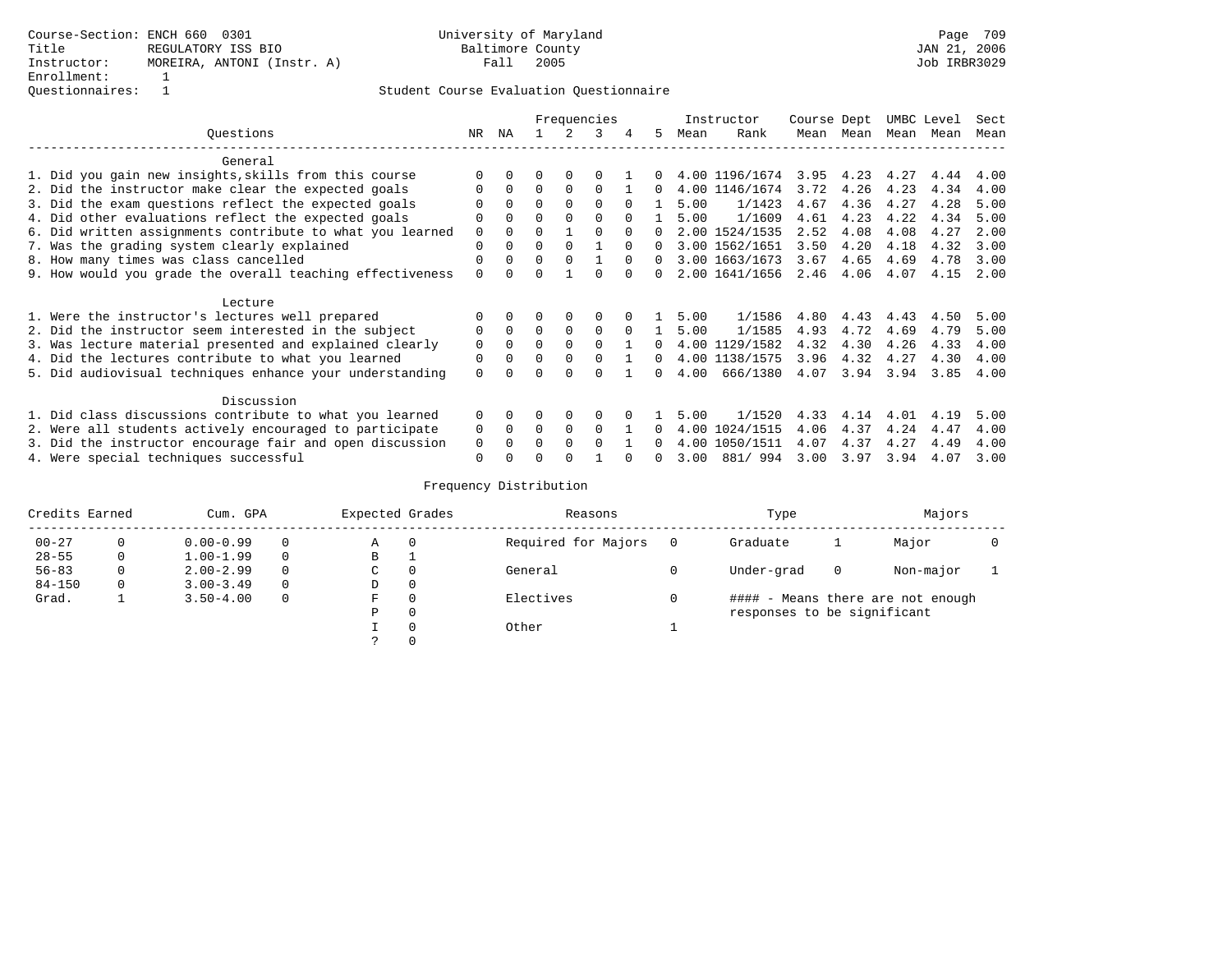Course-Section: ENCH 660 0301
Title: REGULATORY ISS BIO
Instructor: MOREIRA, ANTONI (Instr. A)
Enrollment: 1
Questionnaires: 1

University of Maryland
Baltimore County
Fall 2005

Page 709
JAN 21, 2006
Job IRBR3029

## Student Course Evaluation Questionnaire

| Questions | NR | NA | 1 | 2 | 3 | 4 | 5 | Instructor Mean | Instructor Rank | Course Mean | Dept Mean | UMBC Mean | Level Mean | Sect Mean |
|---|---|---|---|---|---|---|---|---|---|---|---|---|---|---|
| **General** | | | | | | | | | | | | | | |
| 1. Did you gain new insights,skills from this course | 0 | 0 | 0 | 0 | 0 | 1 | 0 | 4.00 | 1196/1674 | 3.95 | 4.23 | 4.27 | 4.44 | 4.00 |
| 2. Did the instructor make clear the expected goals | 0 | 0 | 0 | 0 | 0 | 1 | 0 | 4.00 | 1146/1674 | 3.72 | 4.26 | 4.23 | 4.34 | 4.00 |
| 3. Did the exam questions reflect the expected goals | 0 | 0 | 0 | 0 | 0 | 0 | 1 | 5.00 | 1/1423 | 4.67 | 4.36 | 4.27 | 4.28 | 5.00 |
| 4. Did other evaluations reflect the expected goals | 0 | 0 | 0 | 0 | 0 | 0 | 1 | 5.00 | 1/1609 | 4.61 | 4.23 | 4.22 | 4.34 | 5.00 |
| 6. Did written assignments contribute to what you learned | 0 | 0 | 0 | 1 | 0 | 0 | 0 | 2.00 | 1524/1535 | 2.52 | 4.08 | 4.08 | 4.27 | 2.00 |
| 7. Was the grading system clearly explained | 0 | 0 | 0 | 0 | 1 | 0 | 0 | 3.00 | 1562/1651 | 3.50 | 4.20 | 4.18 | 4.32 | 3.00 |
| 8. How many times was class cancelled | 0 | 0 | 0 | 0 | 1 | 0 | 0 | 3.00 | 1663/1673 | 3.67 | 4.65 | 4.69 | 4.78 | 3.00 |
| 9. How would you grade the overall teaching effectiveness | 0 | 0 | 0 | 1 | 0 | 0 | 0 | 2.00 | 1641/1656 | 2.46 | 4.06 | 4.07 | 4.15 | 2.00 |
| **Lecture** | | | | | | | | | | | | | | |
| 1. Were the instructor's lectures well prepared | 0 | 0 | 0 | 0 | 0 | 0 | 1 | 5.00 | 1/1586 | 4.80 | 4.43 | 4.43 | 4.50 | 5.00 |
| 2. Did the instructor seem interested in the subject | 0 | 0 | 0 | 0 | 0 | 0 | 1 | 5.00 | 1/1585 | 4.93 | 4.72 | 4.69 | 4.79 | 5.00 |
| 3. Was lecture material presented and explained clearly | 0 | 0 | 0 | 0 | 0 | 1 | 0 | 4.00 | 1129/1582 | 4.32 | 4.30 | 4.26 | 4.33 | 4.00 |
| 4. Did the lectures contribute to what you learned | 0 | 0 | 0 | 0 | 0 | 1 | 0 | 4.00 | 1138/1575 | 3.96 | 4.32 | 4.27 | 4.30 | 4.00 |
| 5. Did audiovisual techniques enhance your understanding | 0 | 0 | 0 | 0 | 0 | 1 | 0 | 4.00 | 666/1380 | 4.07 | 3.94 | 3.94 | 3.85 | 4.00 |
| **Discussion** | | | | | | | | | | | | | | |
| 1. Did class discussions contribute to what you learned | 0 | 0 | 0 | 0 | 0 | 0 | 1 | 5.00 | 1/1520 | 4.33 | 4.14 | 4.01 | 4.19 | 5.00 |
| 2. Were all students actively encouraged to participate | 0 | 0 | 0 | 0 | 0 | 1 | 0 | 4.00 | 1024/1515 | 4.06 | 4.37 | 4.24 | 4.47 | 4.00 |
| 3. Did the instructor encourage fair and open discussion | 0 | 0 | 0 | 0 | 0 | 1 | 0 | 4.00 | 1050/1511 | 4.07 | 4.37 | 4.27 | 4.49 | 4.00 |
| 4. Were special techniques successful | 0 | 0 | 0 | 0 | 1 | 0 | 0 | 3.00 | 881/ 994 | 3.00 | 3.97 | 3.94 | 4.07 | 3.00 |

## Frequency Distribution

| Credits Earned | | Cum. GPA | | Expected Grades | | Reasons | | Type | | Majors | |
|---|---|---|---|---|---|---|---|---|---|---|---|
| 00-27 | 0 | 0.00-0.99 | 0 | A | 0 | Required for Majors | 0 | Graduate | 1 | Major | 0 |
| 28-55 | 0 | 1.00-1.99 | 0 | B | 1 | | | | | | |
| 56-83 | 0 | 2.00-2.99 | 0 | C | 0 | General | 0 | Under-grad | 0 | Non-major | 1 |
| 84-150 | 0 | 3.00-3.49 | 0 | D | 0 | | | | | | |
| Grad. | 1 | 3.50-4.00 | 0 | F | 0 | Electives | 0 | #### - Means there are not enough responses to be significant | | | |
| | | | | P | 0 | | | | | | |
| | | | | I | 0 | Other | 1 | | | | |
| | | | | ? | 0 | | | | | | |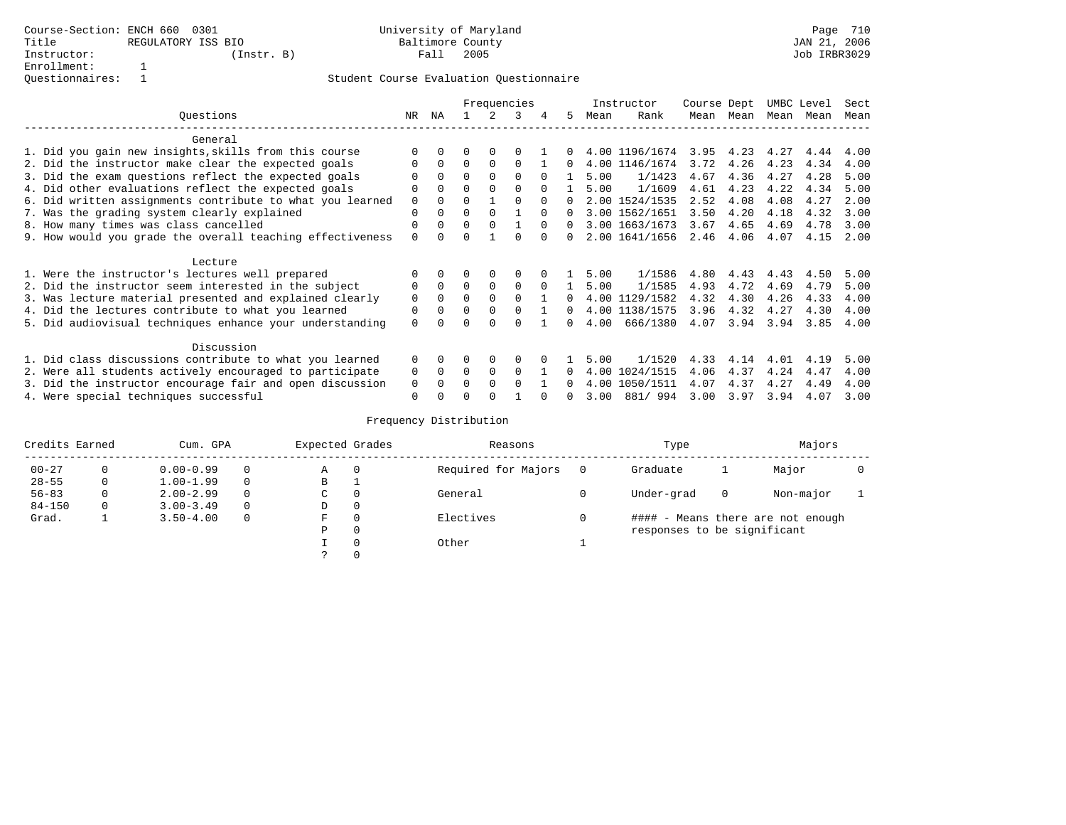Course-Section: ENCH 660 0301
Title: REGULATORY ISS BIO
Instructor: (Instr. B)
Enrollment: 1
Questionnaires: 1

University of Maryland
Baltimore County
Fall 2005

Page 710
JAN 21, 2006
Job IRBR3029

## Student Course Evaluation Questionnaire

| Questions | NR | NA | 1 | 2 | 3 | 4 | 5 | Instructor Mean | Instructor Rank | Course Mean | Dept Mean | UMBC Mean | Level Mean | Sect Mean |
|---|---|---|---|---|---|---|---|---|---|---|---|---|---|---|
| **General** | | | | | | | | | | | | | | |
| 1. Did you gain new insights,skills from this course | 0 | 0 | 0 | 0 | 0 | 1 | 0 | 4.00 | 1196/1674 | 3.95 | 4.23 | 4.27 | 4.44 | 4.00 |
| 2. Did the instructor make clear the expected goals | 0 | 0 | 0 | 0 | 0 | 1 | 0 | 4.00 | 1146/1674 | 3.72 | 4.26 | 4.23 | 4.34 | 4.00 |
| 3. Did the exam questions reflect the expected goals | 0 | 0 | 0 | 0 | 0 | 0 | 1 | 5.00 | 1/1423 | 4.67 | 4.36 | 4.27 | 4.28 | 5.00 |
| 4. Did other evaluations reflect the expected goals | 0 | 0 | 0 | 0 | 0 | 0 | 1 | 5.00 | 1/1609 | 4.61 | 4.23 | 4.22 | 4.34 | 5.00 |
| 6. Did written assignments contribute to what you learned | 0 | 0 | 0 | 1 | 0 | 0 | 0 | 2.00 | 1524/1535 | 2.52 | 4.08 | 4.08 | 4.27 | 2.00 |
| 7. Was the grading system clearly explained | 0 | 0 | 0 | 0 | 1 | 0 | 0 | 3.00 | 1562/1651 | 3.50 | 4.20 | 4.18 | 4.32 | 3.00 |
| 8. How many times was class cancelled | 0 | 0 | 0 | 0 | 1 | 0 | 0 | 3.00 | 1663/1673 | 3.67 | 4.65 | 4.69 | 4.78 | 3.00 |
| 9. How would you grade the overall teaching effectiveness | 0 | 0 | 0 | 1 | 0 | 0 | 0 | 2.00 | 1641/1656 | 2.46 | 4.06 | 4.07 | 4.15 | 2.00 |
| **Lecture** | | | | | | | | | | | | | | |
| 1. Were the instructor's lectures well prepared | 0 | 0 | 0 | 0 | 0 | 0 | 1 | 5.00 | 1/1586 | 4.80 | 4.43 | 4.43 | 4.50 | 5.00 |
| 2. Did the instructor seem interested in the subject | 0 | 0 | 0 | 0 | 0 | 0 | 1 | 5.00 | 1/1585 | 4.93 | 4.72 | 4.69 | 4.79 | 5.00 |
| 3. Was lecture material presented and explained clearly | 0 | 0 | 0 | 0 | 0 | 1 | 0 | 4.00 | 1129/1582 | 4.32 | 4.30 | 4.26 | 4.33 | 4.00 |
| 4. Did the lectures contribute to what you learned | 0 | 0 | 0 | 0 | 0 | 1 | 0 | 4.00 | 1138/1575 | 3.96 | 4.32 | 4.27 | 4.30 | 4.00 |
| 5. Did audiovisual techniques enhance your understanding | 0 | 0 | 0 | 0 | 0 | 1 | 0 | 4.00 | 666/1380 | 4.07 | 3.94 | 3.94 | 3.85 | 4.00 |
| **Discussion** | | | | | | | | | | | | | | |
| 1. Did class discussions contribute to what you learned | 0 | 0 | 0 | 0 | 0 | 0 | 1 | 5.00 | 1/1520 | 4.33 | 4.14 | 4.01 | 4.19 | 5.00 |
| 2. Were all students actively encouraged to participate | 0 | 0 | 0 | 0 | 0 | 1 | 0 | 4.00 | 1024/1515 | 4.06 | 4.37 | 4.24 | 4.47 | 4.00 |
| 3. Did the instructor encourage fair and open discussion | 0 | 0 | 0 | 0 | 0 | 1 | 0 | 4.00 | 1050/1511 | 4.07 | 4.37 | 4.27 | 4.49 | 4.00 |
| 4. Were special techniques successful | 0 | 0 | 0 | 0 | 1 | 0 | 0 | 3.00 | 881/ 994 | 3.00 | 3.97 | 3.94 | 4.07 | 3.00 |

## Frequency Distribution

| Credits Earned | | Cum. GPA | | Expected Grades | | Reasons | | Type | | Majors | |
|---|---|---|---|---|---|---|---|---|---|---|---|
| 00-27 | 0 | 0.00-0.99 | 0 | A | 0 | Required for Majors | 0 | Graduate | 1 | Major | 0 |
| 28-55 | 0 | 1.00-1.99 | 0 | B | 1 | | | | | | |
| 56-83 | 0 | 2.00-2.99 | 0 | C | 0 | General | 0 | Under-grad | 0 | Non-major | 1 |
| 84-150 | 0 | 3.00-3.49 | 0 | D | 0 | | | | | | |
| Grad. | 1 | 3.50-4.00 | 0 | F | 0 | Electives | 0 | #### - Means there are not enough responses to be significant | | | |
| | | | | P | 0 | | | | | | |
| | | | | I | 0 | Other | 1 | | | | |
| | | | | ? | 0 | | | | | | |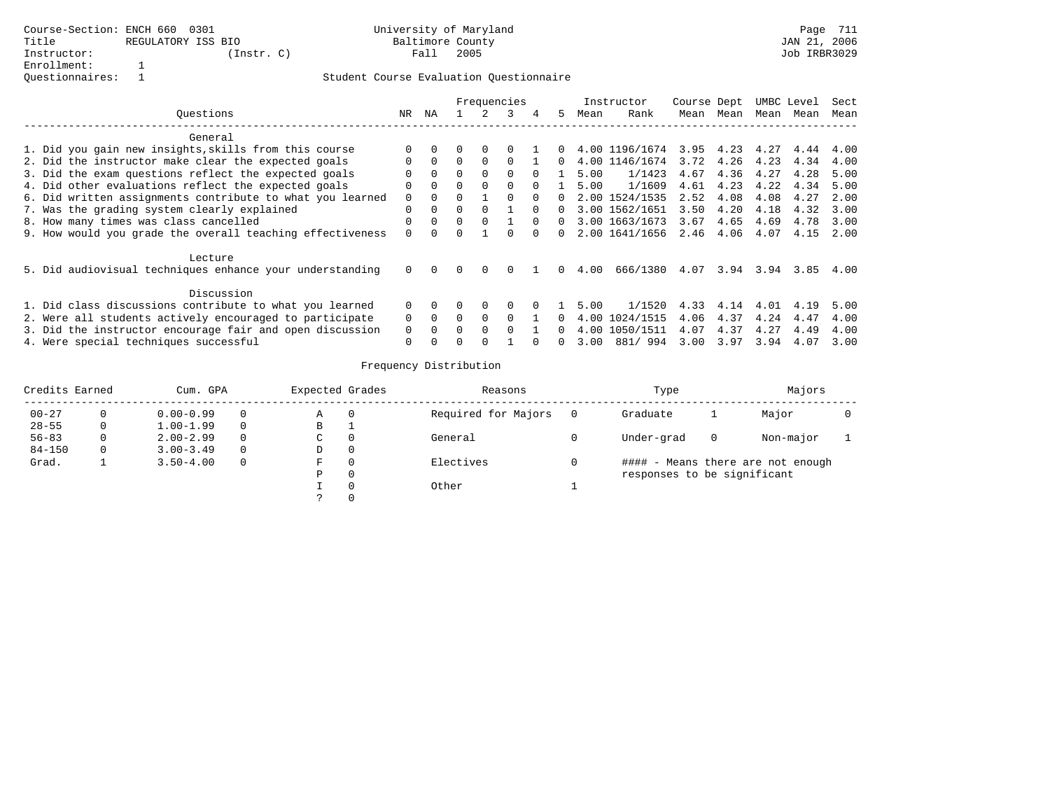Course-Section: ENCH 660 0301
Title: REGULATORY ISS BIO
Instructor: (Instr. C)
Enrollment: 1
Questionnaires: 1

University of Maryland
Baltimore County
Fall 2005

JAN 21, 2006
Job IRBR3029

## Student Course Evaluation Questionnaire

| Questions | NR | NA | 1 | 2 | 3 | 4 | 5 | Instructor Mean | Instructor Rank | Course Mean | Dept Mean | UMBC Mean | Level Mean | Sect Mean |
|---|---|---|---|---|---|---|---|---|---|---|---|---|---|---|
| **General** | | | | | | | | | | | | | | |
| 1. Did you gain new insights,skills from this course | 0 | 0 | 0 | 0 | 0 | 1 | 0 | 4.00 | 1196/1674 | 3.95 | 4.23 | 4.27 | 4.44 | 4.00 |
| 2. Did the instructor make clear the expected goals | 0 | 0 | 0 | 0 | 0 | 1 | 0 | 4.00 | 1146/1674 | 3.72 | 4.26 | 4.23 | 4.34 | 4.00 |
| 3. Did the exam questions reflect the expected goals | 0 | 0 | 0 | 0 | 0 | 0 | 1 | 5.00 | 1/1423 | 4.67 | 4.36 | 4.27 | 4.28 | 5.00 |
| 4. Did other evaluations reflect the expected goals | 0 | 0 | 0 | 0 | 0 | 0 | 1 | 5.00 | 1/1609 | 4.61 | 4.23 | 4.22 | 4.34 | 5.00 |
| 6. Did written assignments contribute to what you learned | 0 | 0 | 0 | 1 | 0 | 0 | 0 | 2.00 | 1524/1535 | 2.52 | 4.08 | 4.08 | 4.27 | 2.00 |
| 7. Was the grading system clearly explained | 0 | 0 | 0 | 0 | 1 | 0 | 0 | 3.00 | 1562/1651 | 3.50 | 4.20 | 4.18 | 4.32 | 3.00 |
| 8. How many times was class cancelled | 0 | 0 | 0 | 0 | 1 | 0 | 0 | 3.00 | 1663/1673 | 3.67 | 4.65 | 4.69 | 4.78 | 3.00 |
| 9. How would you grade the overall teaching effectiveness | 0 | 0 | 0 | 1 | 0 | 0 | 0 | 2.00 | 1641/1656 | 2.46 | 4.06 | 4.07 | 4.15 | 2.00 |
| **Lecture** | | | | | | | | | | | | | | |
| 5. Did audiovisual techniques enhance your understanding | 0 | 0 | 0 | 0 | 0 | 1 | 0 | 4.00 | 666/1380 | 4.07 | 3.94 | 3.94 | 3.85 | 4.00 |
| **Discussion** | | | | | | | | | | | | | | |
| 1. Did class discussions contribute to what you learned | 0 | 0 | 0 | 0 | 0 | 0 | 1 | 5.00 | 1/1520 | 4.33 | 4.14 | 4.01 | 4.19 | 5.00 |
| 2. Were all students actively encouraged to participate | 0 | 0 | 0 | 0 | 0 | 1 | 0 | 4.00 | 1024/1515 | 4.06 | 4.37 | 4.24 | 4.47 | 4.00 |
| 3. Did the instructor encourage fair and open discussion | 0 | 0 | 0 | 0 | 0 | 1 | 0 | 4.00 | 1050/1511 | 4.07 | 4.37 | 4.27 | 4.49 | 4.00 |
| 4. Were special techniques successful | 0 | 0 | 0 | 0 | 1 | 0 | 0 | 3.00 | 881/ 994 | 3.00 | 3.97 | 3.94 | 4.07 | 3.00 |

## Frequency Distribution

| Credits Earned | | Cum. GPA | | Expected Grades | | Reasons | | Type | | Majors | |
|---|---|---|---|---|---|---|---|---|---|---|---|
| 00-27 | 0 | 0.00-0.99 | 0 | A | 0 | Required for Majors | 0 | Graduate | 1 | Major | 0 |
| 28-55 | 0 | 1.00-1.99 | 0 | B | 1 | | | | | | |
| 56-83 | 0 | 2.00-2.99 | 0 | C | 0 | General | 0 | Under-grad | 0 | Non-major | 1 |
| 84-150 | 0 | 3.00-3.49 | 0 | D | 0 | | | | | | |
| Grad. | 1 | 3.50-4.00 | 0 | F | 0 | Electives | 0 | #### - Means there are not enough responses to be significant | | | |
| | | | | P | 0 | | | | | | |
| | | | | I | 0 | Other | 1 | | | | |
| | | | | ? | 0 | | | | | | |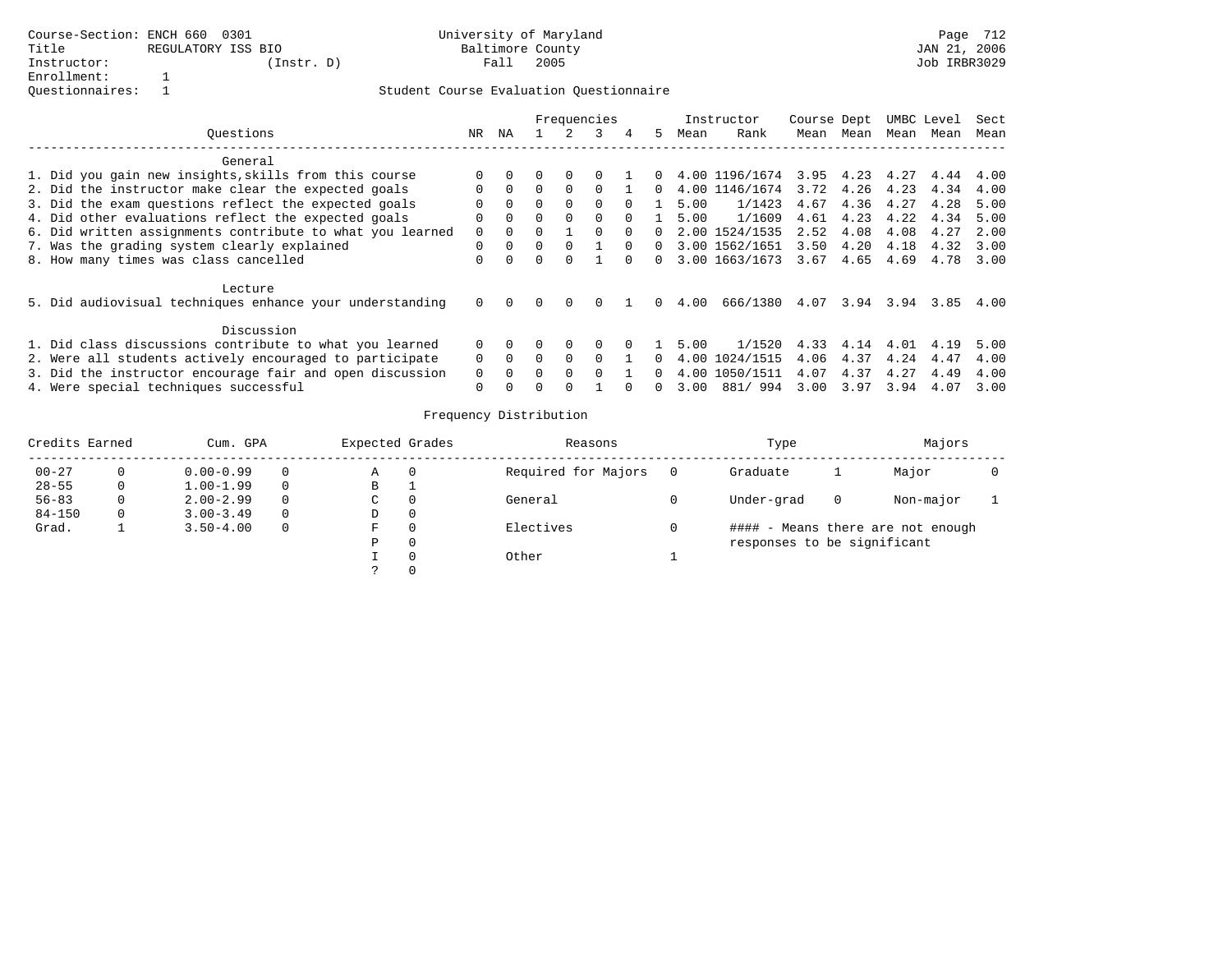Course-Section: ENCH 660 0301
Title: REGULATORY ISS BIO
Instructor: (Instr. D)
Enrollment: 1
Questionnaires: 1

University of Maryland
Baltimore County
Fall 2005

JAN 21, 2006
Job IRBR3029

Student Course Evaluation Questionnaire

| Questions | NR | NA | 1 | 2 | 3 | 4 | 5 | Instructor Mean | Instructor Rank | Course Mean | Dept Mean | UMBC Mean | Level Mean | Sect Mean |
|---|---|---|---|---|---|---|---|---|---|---|---|---|---|---|
| **General** | | | | | | | | | | | | | | |
| 1. Did you gain new insights,skills from this course | 0 | 0 | 0 | 0 | 0 | 1 | 0 | 4.00 | 1196/1674 | 3.95 | 4.23 | 4.27 | 4.44 | 4.00 |
| 2. Did the instructor make clear the expected goals | 0 | 0 | 0 | 0 | 0 | 1 | 0 | 4.00 | 1146/1674 | 3.72 | 4.26 | 4.23 | 4.34 | 4.00 |
| 3. Did the exam questions reflect the expected goals | 0 | 0 | 0 | 0 | 0 | 0 | 1 | 5.00 | 1/1423 | 4.67 | 4.36 | 4.27 | 4.28 | 5.00 |
| 4. Did other evaluations reflect the expected goals | 0 | 0 | 0 | 0 | 0 | 0 | 1 | 5.00 | 1/1609 | 4.61 | 4.23 | 4.22 | 4.34 | 5.00 |
| 6. Did written assignments contribute to what you learned | 0 | 0 | 0 | 1 | 0 | 0 | 0 | 2.00 | 1524/1535 | 2.52 | 4.08 | 4.08 | 4.27 | 2.00 |
| 7. Was the grading system clearly explained | 0 | 0 | 0 | 0 | 1 | 0 | 0 | 3.00 | 1562/1651 | 3.50 | 4.20 | 4.18 | 4.32 | 3.00 |
| 8. How many times was class cancelled | 0 | 0 | 0 | 0 | 1 | 0 | 0 | 3.00 | 1663/1673 | 3.67 | 4.65 | 4.69 | 4.78 | 3.00 |
| **Lecture** | | | | | | | | | | | | | | |
| 5. Did audiovisual techniques enhance your understanding | 0 | 0 | 0 | 0 | 0 | 1 | 0 | 4.00 | 666/1380 | 4.07 | 3.94 | 3.94 | 3.85 | 4.00 |
| **Discussion** | | | | | | | | | | | | | | |
| 1. Did class discussions contribute to what you learned | 0 | 0 | 0 | 0 | 0 | 0 | 1 | 5.00 | 1/1520 | 4.33 | 4.14 | 4.01 | 4.19 | 5.00 |
| 2. Were all students actively encouraged to participate | 0 | 0 | 0 | 0 | 0 | 1 | 0 | 4.00 | 1024/1515 | 4.06 | 4.37 | 4.24 | 4.47 | 4.00 |
| 3. Did the instructor encourage fair and open discussion | 0 | 0 | 0 | 0 | 0 | 1 | 0 | 4.00 | 1050/1511 | 4.07 | 4.37 | 4.27 | 4.49 | 4.00 |
| 4. Were special techniques successful | 0 | 0 | 0 | 0 | 1 | 0 | 0 | 3.00 | 881/ 994 | 3.00 | 3.97 | 3.94 | 4.07 | 3.00 |

Frequency Distribution

| Credits Earned | | Cum. GPA | | Expected Grades | | Reasons | | Type | | Majors | |
|---|---|---|---|---|---|---|---|---|---|---|---|
| 00-27 | 0 | 0.00-0.99 | 0 | A | 0 | Required for Majors | 0 | Graduate | 1 | Major | 0 |
| 28-55 | 0 | 1.00-1.99 | 0 | B | 1 | | | | | | |
| 56-83 | 0 | 2.00-2.99 | 0 | C | 0 | General | 0 | Under-grad | 0 | Non-major | 1 |
| 84-150 | 0 | 3.00-3.49 | 0 | D | 0 | | | | | | |
| Grad. | 1 | 3.50-4.00 | 0 | F | 0 | Electives | 0 | #### - Means there are not enough responses to be significant | | | |
| | | | | P | 0 | | | | | | |
| | | | | I | 0 | Other | 1 | | | | |
| | | | | ? | 0 | | | | | | |